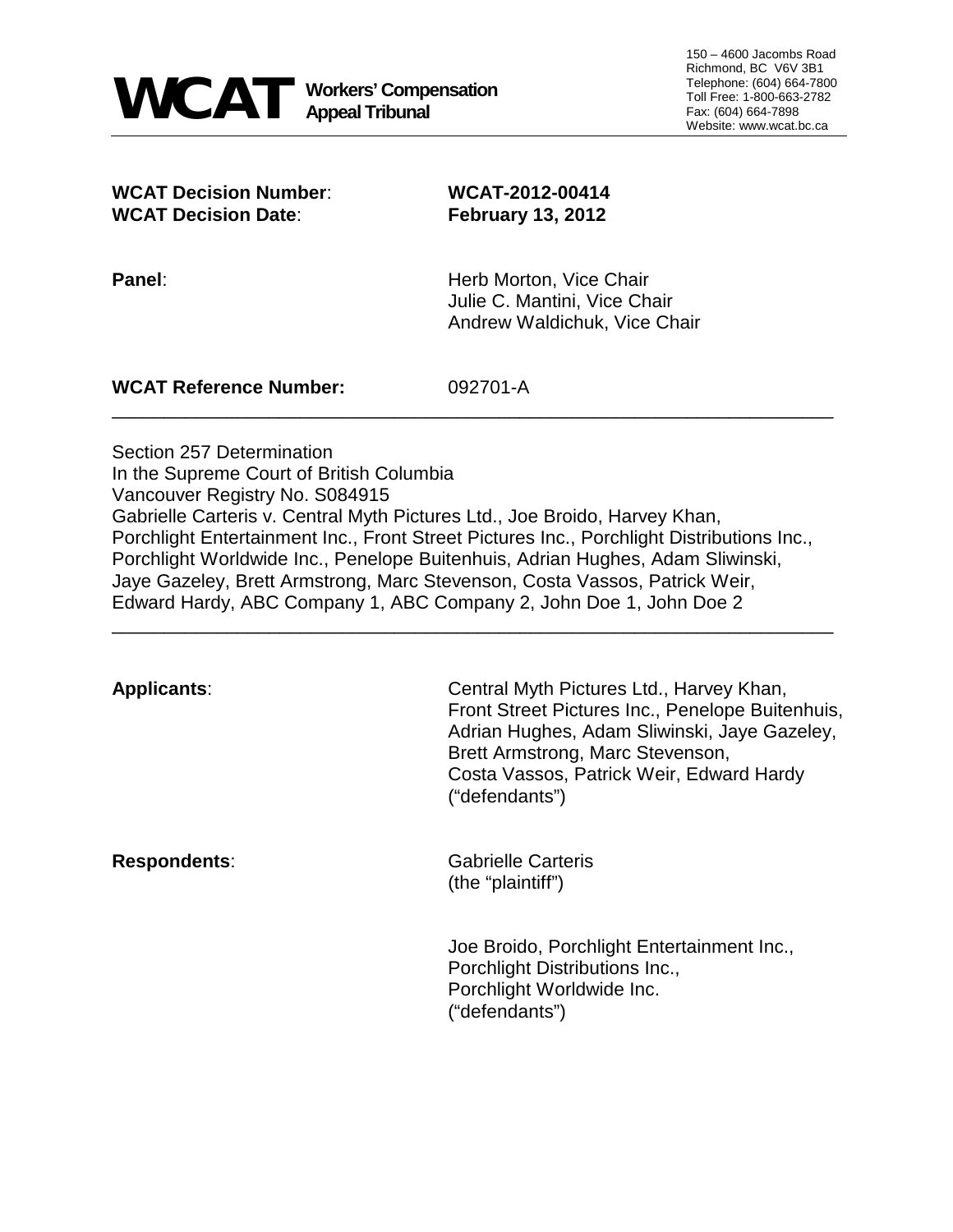**WCAT** Workers' Compensation Appeal Tribunal

150 – 4600 Jacombs Road
Richmond, BC V6V 3B1
Telephone: (604) 664-7800
Toll Free: 1-800-663-2782
Fax: (604) 664-7898
Website: www.wcat.bc.ca

---

**WCAT Decision Number**: **WCAT-2012-00414**
**WCAT Decision Date**: **February 13, 2012**

**Panel**: Herb Morton, Vice Chair
Julie C. Mantini, Vice Chair
Andrew Waldichuk, Vice Chair

**WCAT Reference Number:** 092701-A

---

Section 257 Determination
In the Supreme Court of British Columbia
Vancouver Registry No. S084915
Gabrielle Carteris v. Central Myth Pictures Ltd., Joe Broido, Harvey Khan, Porchlight Entertainment Inc., Front Street Pictures Inc., Porchlight Distributions Inc., Porchlight Worldwide Inc., Penelope Buitenhuis, Adrian Hughes, Adam Sliwinski, Jaye Gazeley, Brett Armstrong, Marc Stevenson, Costa Vassos, Patrick Weir, Edward Hardy, ABC Company 1, ABC Company 2, John Doe 1, John Doe 2

---

**Applicants**: Central Myth Pictures Ltd., Harvey Khan, Front Street Pictures Inc., Penelope Buitenhuis, Adrian Hughes, Adam Sliwinski, Jaye Gazeley, Brett Armstrong, Marc Stevenson, Costa Vassos, Patrick Weir, Edward Hardy ("defendants")

**Respondents**: Gabrielle Carteris (the "plaintiff")

Joe Broido, Porchlight Entertainment Inc., Porchlight Distributions Inc., Porchlight Worldwide Inc. ("defendants")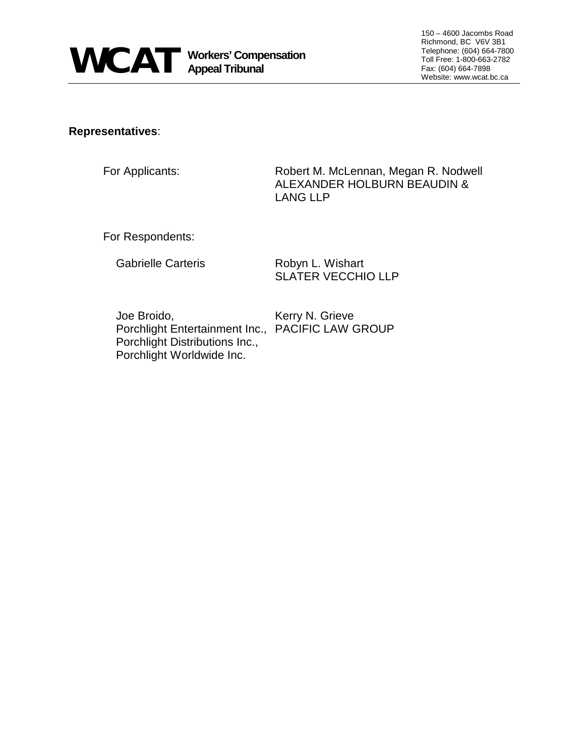**Representatives**:

| | |
|---|---|
| For Applicants: | Robert M. McLennan, Megan R. Nodwell<br>ALEXANDER HOLBURN BEAUDIN & LANG LLP |
| For Respondents: | |
| Gabrielle Carteris | Robyn L. Wishart<br>SLATER VECCHIO LLP |
| Joe Broido,<br>Porchlight Entertainment Inc.,<br>Porchlight Distributions Inc.,<br>Porchlight Worldwide Inc. | Kerry N. Grieve<br>PACIFIC LAW GROUP |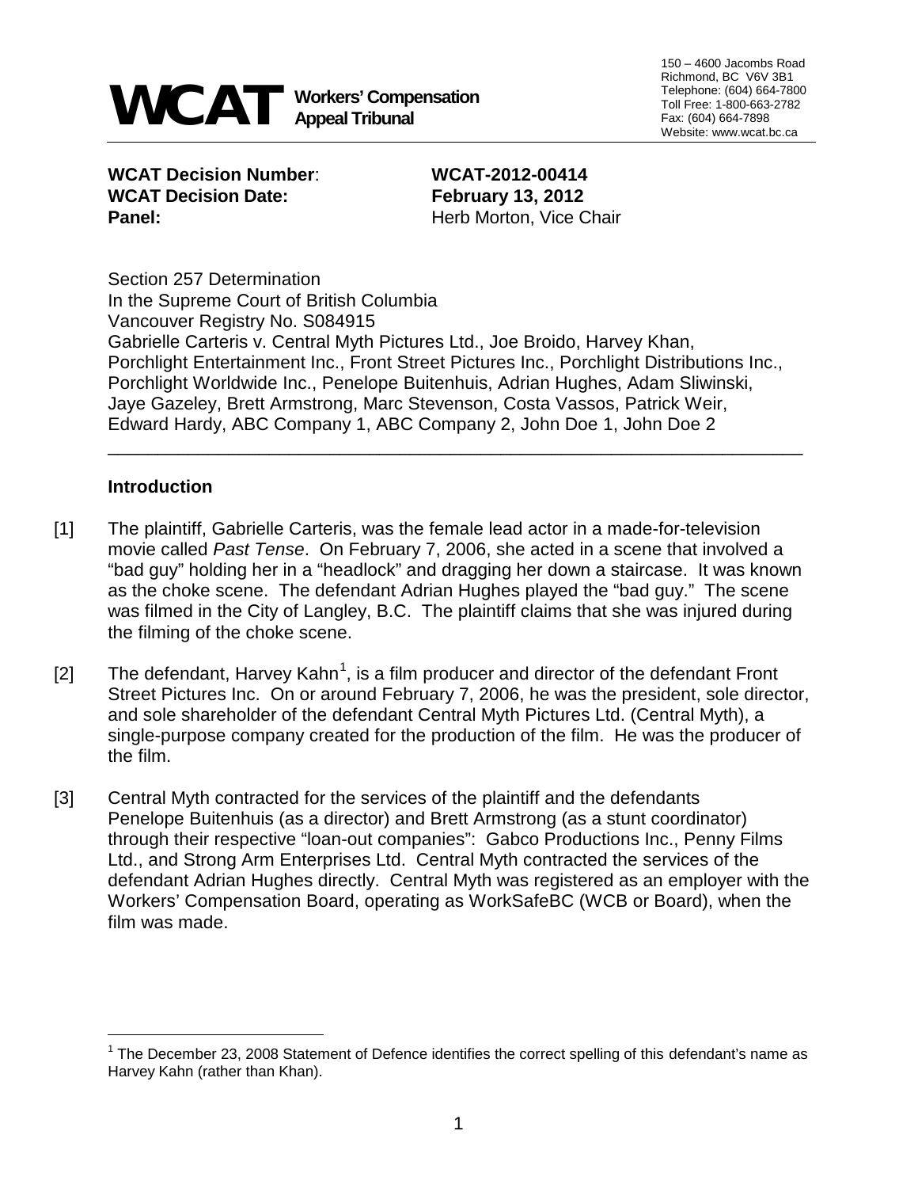**WCAT** Workers' Compensation Appeal Tribunal

150 – 4600 Jacombs Road
Richmond, BC V6V 3B1
Telephone: (604) 664-7800
Toll Free: 1-800-663-2782
Fax: (604) 664-7898
Website: www.wcat.bc.ca

**WCAT Decision Number**: **WCAT-2012-00414**
**WCAT Decision Date:** **February 13, 2012**
**Panel:** Herb Morton, Vice Chair

Section 257 Determination
In the Supreme Court of British Columbia
Vancouver Registry No. S084915
Gabrielle Carteris v. Central Myth Pictures Ltd., Joe Broido, Harvey Khan, Porchlight Entertainment Inc., Front Street Pictures Inc., Porchlight Distributions Inc., Porchlight Worldwide Inc., Penelope Buitenhuis, Adrian Hughes, Adam Sliwinski, Jaye Gazeley, Brett Armstrong, Marc Stevenson, Costa Vassos, Patrick Weir, Edward Hardy, ABC Company 1, ABC Company 2, John Doe 1, John Doe 2

---

## Introduction

[1] The plaintiff, Gabrielle Carteris, was the female lead actor in a made-for-television movie called *Past Tense*. On February 7, 2006, she acted in a scene that involved a "bad guy" holding her in a "headlock" and dragging her down a staircase. It was known as the choke scene. The defendant Adrian Hughes played the "bad guy." The scene was filmed in the City of Langley, B.C. The plaintiff claims that she was injured during the filming of the choke scene.

[2] The defendant, Harvey Kahn[1], is a film producer and director of the defendant Front Street Pictures Inc. On or around February 7, 2006, he was the president, sole director, and sole shareholder of the defendant Central Myth Pictures Ltd. (Central Myth), a single-purpose company created for the production of the film. He was the producer of the film.

[3] Central Myth contracted for the services of the plaintiff and the defendants Penelope Buitenhuis (as a director) and Brett Armstrong (as a stunt coordinator) through their respective "loan-out companies": Gabco Productions Inc., Penny Films Ltd., and Strong Arm Enterprises Ltd. Central Myth contracted the services of the defendant Adrian Hughes directly. Central Myth was registered as an employer with the Workers' Compensation Board, operating as WorkSafeBC (WCB or Board), when the film was made.

[1] The December 23, 2008 Statement of Defence identifies the correct spelling of this defendant's name as Harvey Kahn (rather than Khan).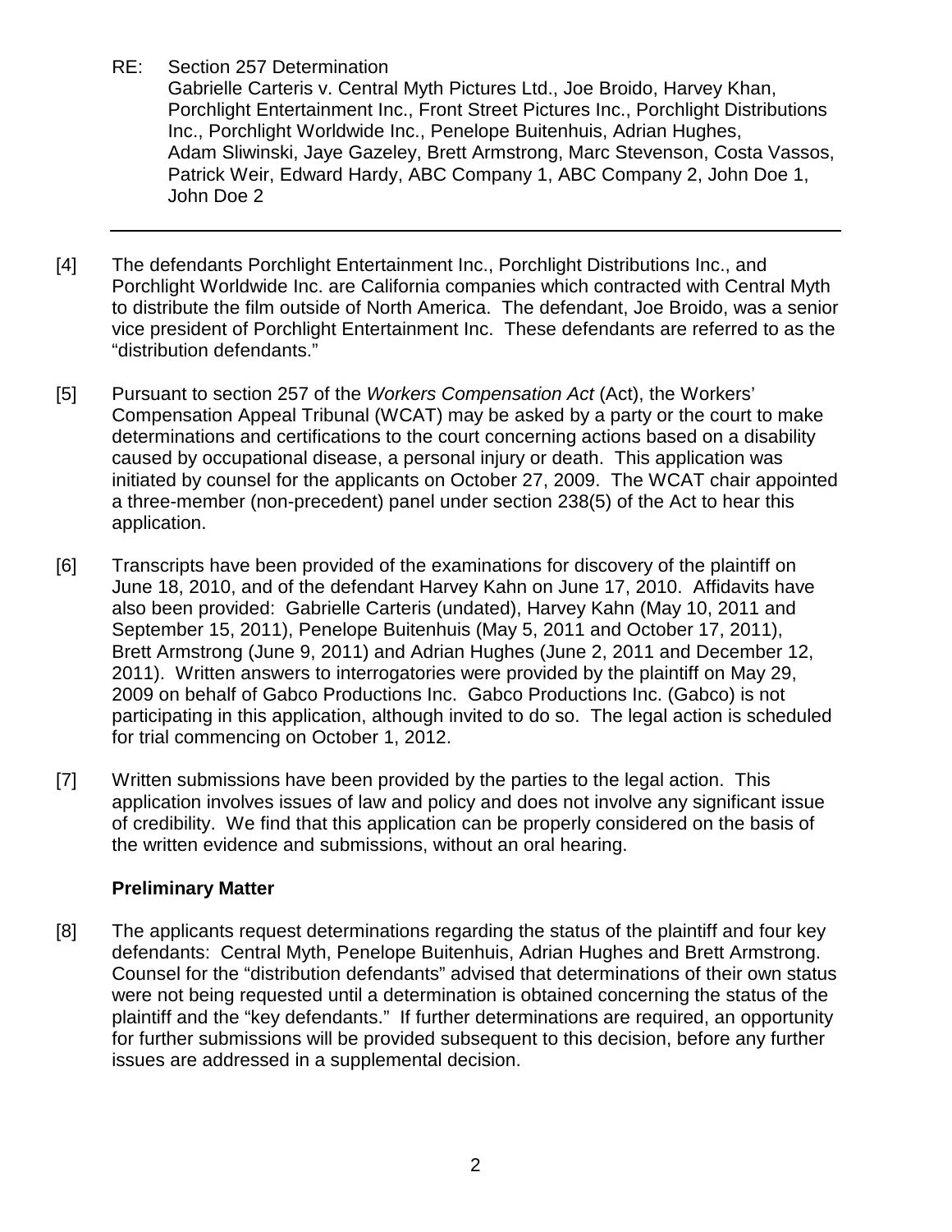RE: Section 257 Determination
Gabrielle Carteris v. Central Myth Pictures Ltd., Joe Broido, Harvey Khan, Porchlight Entertainment Inc., Front Street Pictures Inc., Porchlight Distributions Inc., Porchlight Worldwide Inc., Penelope Buitenhuis, Adrian Hughes, Adam Sliwinski, Jaye Gazeley, Brett Armstrong, Marc Stevenson, Costa Vassos, Patrick Weir, Edward Hardy, ABC Company 1, ABC Company 2, John Doe 1, John Doe 2

---

[4] The defendants Porchlight Entertainment Inc., Porchlight Distributions Inc., and Porchlight Worldwide Inc. are California companies which contracted with Central Myth to distribute the film outside of North America. The defendant, Joe Broido, was a senior vice president of Porchlight Entertainment Inc. These defendants are referred to as the "distribution defendants."

[5] Pursuant to section 257 of the *Workers Compensation Act* (Act), the Workers' Compensation Appeal Tribunal (WCAT) may be asked by a party or the court to make determinations and certifications to the court concerning actions based on a disability caused by occupational disease, a personal injury or death. This application was initiated by counsel for the applicants on October 27, 2009. The WCAT chair appointed a three-member (non-precedent) panel under section 238(5) of the Act to hear this application.

[6] Transcripts have been provided of the examinations for discovery of the plaintiff on June 18, 2010, and of the defendant Harvey Kahn on June 17, 2010. Affidavits have also been provided: Gabrielle Carteris (undated), Harvey Kahn (May 10, 2011 and September 15, 2011), Penelope Buitenhuis (May 5, 2011 and October 17, 2011), Brett Armstrong (June 9, 2011) and Adrian Hughes (June 2, 2011 and December 12, 2011). Written answers to interrogatories were provided by the plaintiff on May 29, 2009 on behalf of Gabco Productions Inc. Gabco Productions Inc. (Gabco) is not participating in this application, although invited to do so. The legal action is scheduled for trial commencing on October 1, 2012.

[7] Written submissions have been provided by the parties to the legal action. This application involves issues of law and policy and does not involve any significant issue of credibility. We find that this application can be properly considered on the basis of the written evidence and submissions, without an oral hearing.

**Preliminary Matter**

[8] The applicants request determinations regarding the status of the plaintiff and four key defendants: Central Myth, Penelope Buitenhuis, Adrian Hughes and Brett Armstrong. Counsel for the "distribution defendants" advised that determinations of their own status were not being requested until a determination is obtained concerning the status of the plaintiff and the "key defendants." If further determinations are required, an opportunity for further submissions will be provided subsequent to this decision, before any further issues are addressed in a supplemental decision.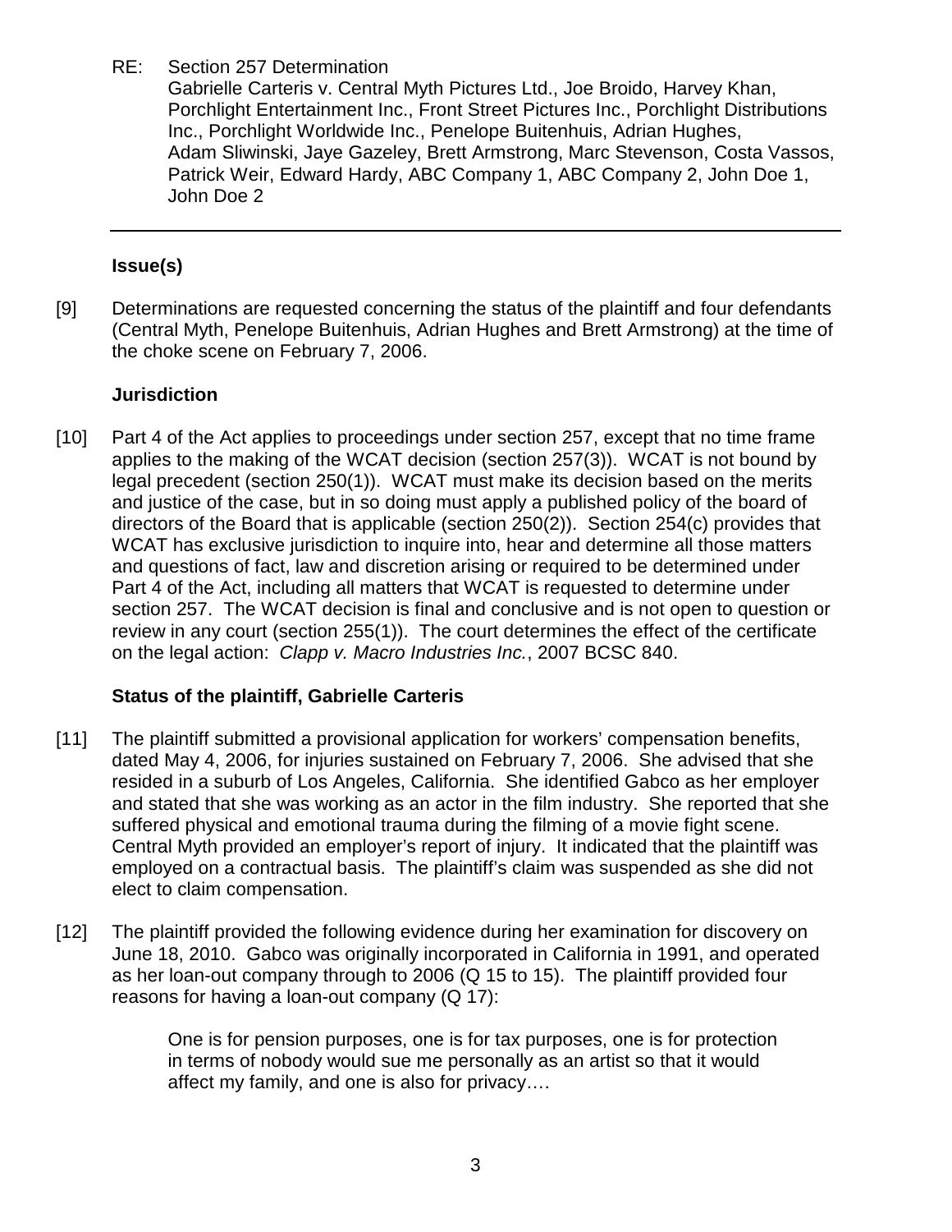RE: Section 257 Determination
Gabrielle Carteris v. Central Myth Pictures Ltd., Joe Broido, Harvey Khan, Porchlight Entertainment Inc., Front Street Pictures Inc., Porchlight Distributions Inc., Porchlight Worldwide Inc., Penelope Buitenhuis, Adrian Hughes, Adam Sliwinski, Jaye Gazeley, Brett Armstrong, Marc Stevenson, Costa Vassos, Patrick Weir, Edward Hardy, ABC Company 1, ABC Company 2, John Doe 1, John Doe 2

---

**Issue(s)**

[9] Determinations are requested concerning the status of the plaintiff and four defendants (Central Myth, Penelope Buitenhuis, Adrian Hughes and Brett Armstrong) at the time of the choke scene on February 7, 2006.

**Jurisdiction**

[10] Part 4 of the Act applies to proceedings under section 257, except that no time frame applies to the making of the WCAT decision (section 257(3)). WCAT is not bound by legal precedent (section 250(1)). WCAT must make its decision based on the merits and justice of the case, but in so doing must apply a published policy of the board of directors of the Board that is applicable (section 250(2)). Section 254(c) provides that WCAT has exclusive jurisdiction to inquire into, hear and determine all those matters and questions of fact, law and discretion arising or required to be determined under Part 4 of the Act, including all matters that WCAT is requested to determine under section 257. The WCAT decision is final and conclusive and is not open to question or review in any court (section 255(1)). The court determines the effect of the certificate on the legal action: *Clapp v. Macro Industries Inc.*, 2007 BCSC 840.

**Status of the plaintiff, Gabrielle Carteris**

[11] The plaintiff submitted a provisional application for workers' compensation benefits, dated May 4, 2006, for injuries sustained on February 7, 2006. She advised that she resided in a suburb of Los Angeles, California. She identified Gabco as her employer and stated that she was working as an actor in the film industry. She reported that she suffered physical and emotional trauma during the filming of a movie fight scene. Central Myth provided an employer's report of injury. It indicated that the plaintiff was employed on a contractual basis. The plaintiff's claim was suspended as she did not elect to claim compensation.

[12] The plaintiff provided the following evidence during her examination for discovery on June 18, 2010. Gabco was originally incorporated in California in 1991, and operated as her loan-out company through to 2006 (Q 15 to 15). The plaintiff provided four reasons for having a loan-out company (Q 17):

> One is for pension purposes, one is for tax purposes, one is for protection in terms of nobody would sue me personally as an artist so that it would affect my family, and one is also for privacy….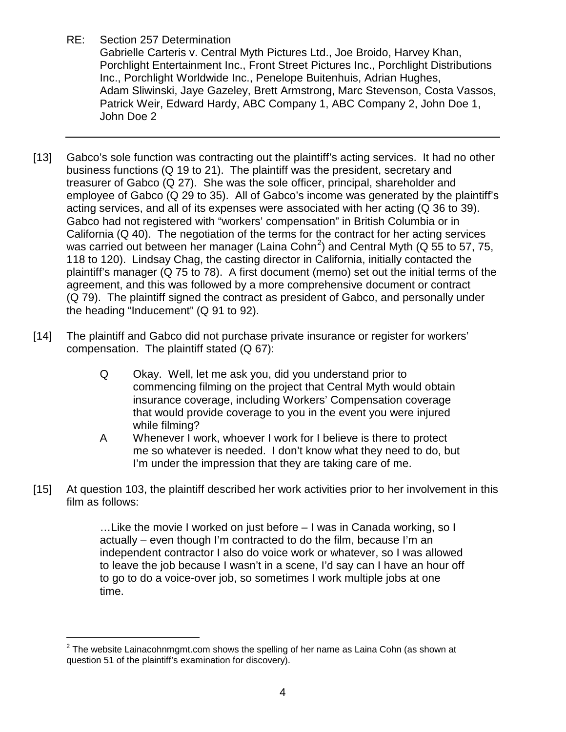[13] Gabco's sole function was contracting out the plaintiff's acting services. It had no other business functions (Q 19 to 21). The plaintiff was the president, secretary and treasurer of Gabco (Q 27). She was the sole officer, principal, shareholder and employee of Gabco (Q 29 to 35). All of Gabco's income was generated by the plaintiff's acting services, and all of its expenses were associated with her acting (Q 36 to 39). Gabco had not registered with "workers' compensation" in British Columbia or in California (Q 40). The negotiation of the terms for the contract for her acting services was carried out between her manager (Laina Cohn[2]) and Central Myth (Q 55 to 57, 75, 118 to 120). Lindsay Chag, the casting director in California, initially contacted the plaintiff's manager (Q 75 to 78). A first document (memo) set out the initial terms of the agreement, and this was followed by a more comprehensive document or contract (Q 79). The plaintiff signed the contract as president of Gabco, and personally under the heading "Inducement" (Q 91 to 92).

[14] The plaintiff and Gabco did not purchase private insurance or register for workers' compensation. The plaintiff stated (Q 67):

> Q Okay. Well, let me ask you, did you understand prior to commencing filming on the project that Central Myth would obtain insurance coverage, including Workers' Compensation coverage that would provide coverage to you in the event you were injured while filming?
>
> A Whenever I work, whoever I work for I believe is there to protect me so whatever is needed. I don't know what they need to do, but I'm under the impression that they are taking care of me.

[15] At question 103, the plaintiff described her work activities prior to her involvement in this film as follows:

> …Like the movie I worked on just before – I was in Canada working, so I actually – even though I'm contracted to do the film, because I'm an independent contractor I also do voice work or whatever, so I was allowed to leave the job because I wasn't in a scene, I'd say can I have an hour off to go to do a voice-over job, so sometimes I work multiple jobs at one time.

[2] The website Lainacohnmgmt.com shows the spelling of her name as Laina Cohn (as shown at question 51 of the plaintiff's examination for discovery).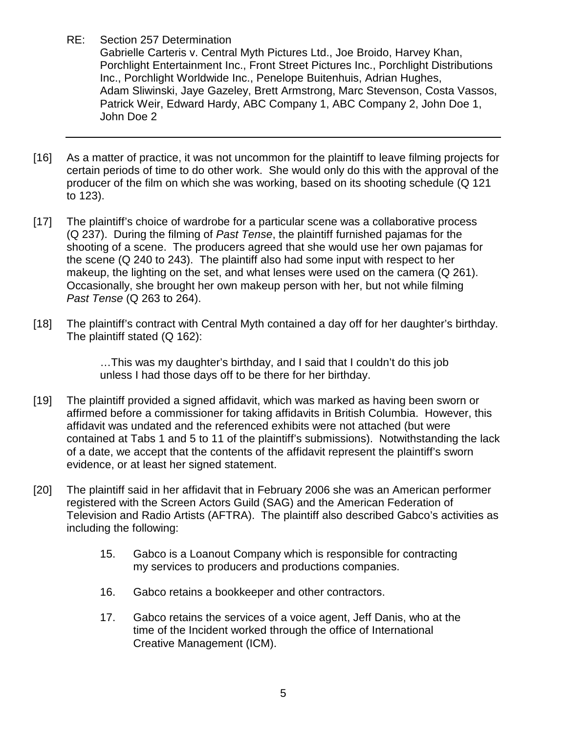RE: Section 257 Determination
Gabrielle Carteris v. Central Myth Pictures Ltd., Joe Broido, Harvey Khan, Porchlight Entertainment Inc., Front Street Pictures Inc., Porchlight Distributions Inc., Porchlight Worldwide Inc., Penelope Buitenhuis, Adrian Hughes, Adam Sliwinski, Jaye Gazeley, Brett Armstrong, Marc Stevenson, Costa Vassos, Patrick Weir, Edward Hardy, ABC Company 1, ABC Company 2, John Doe 1, John Doe 2

---

[16] As a matter of practice, it was not uncommon for the plaintiff to leave filming projects for certain periods of time to do other work. She would only do this with the approval of the producer of the film on which she was working, based on its shooting schedule (Q 121 to 123).

[17] The plaintiff's choice of wardrobe for a particular scene was a collaborative process (Q 237). During the filming of *Past Tense*, the plaintiff furnished pajamas for the shooting of a scene. The producers agreed that she would use her own pajamas for the scene (Q 240 to 243). The plaintiff also had some input with respect to her makeup, the lighting on the set, and what lenses were used on the camera (Q 261). Occasionally, she brought her own makeup person with her, but not while filming *Past Tense* (Q 263 to 264).

[18] The plaintiff's contract with Central Myth contained a day off for her daughter's birthday. The plaintiff stated (Q 162):

> …This was my daughter's birthday, and I said that I couldn't do this job unless I had those days off to be there for her birthday.

[19] The plaintiff provided a signed affidavit, which was marked as having been sworn or affirmed before a commissioner for taking affidavits in British Columbia. However, this affidavit was undated and the referenced exhibits were not attached (but were contained at Tabs 1 and 5 to 11 of the plaintiff's submissions). Notwithstanding the lack of a date, we accept that the contents of the affidavit represent the plaintiff's sworn evidence, or at least her signed statement.

[20] The plaintiff said in her affidavit that in February 2006 she was an American performer registered with the Screen Actors Guild (SAG) and the American Federation of Television and Radio Artists (AFTRA). The plaintiff also described Gabco's activities as including the following:

> 15. Gabco is a Loanout Company which is responsible for contracting my services to producers and productions companies.
>
> 16. Gabco retains a bookkeeper and other contractors.
>
> 17. Gabco retains the services of a voice agent, Jeff Danis, who at the time of the Incident worked through the office of International Creative Management (ICM).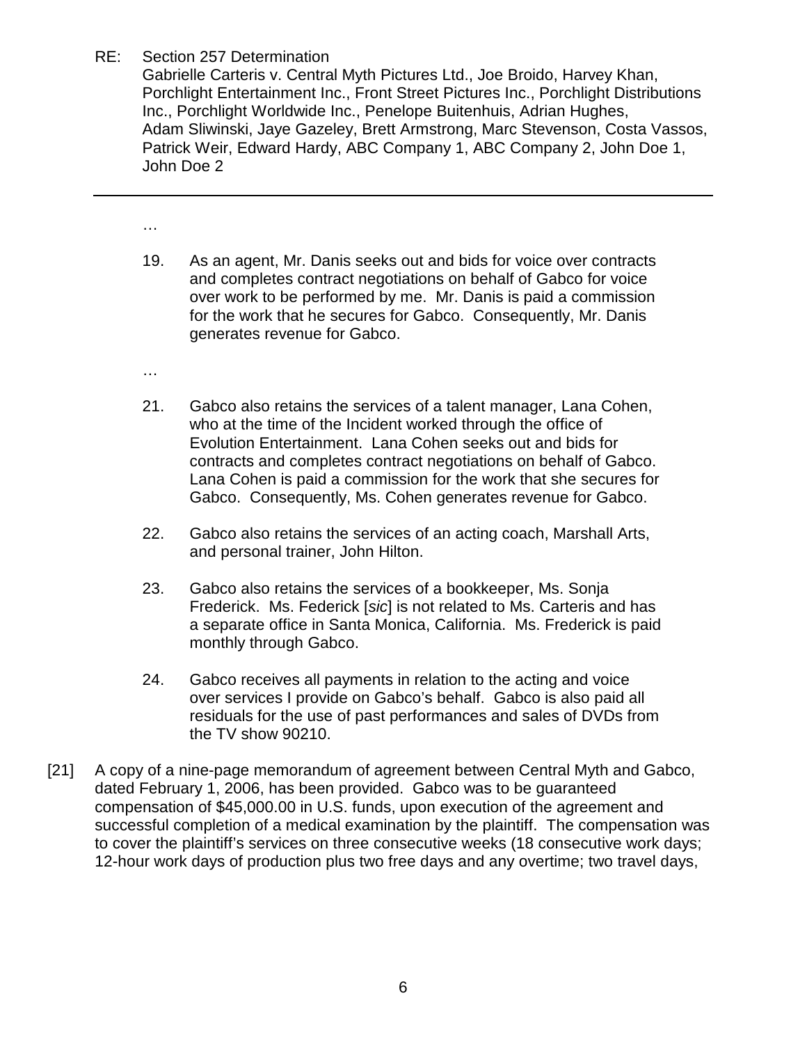…

19. As an agent, Mr. Danis seeks out and bids for voice over contracts and completes contract negotiations on behalf of Gabco for voice over work to be performed by me. Mr. Danis is paid a commission for the work that he secures for Gabco. Consequently, Mr. Danis generates revenue for Gabco.

…

21. Gabco also retains the services of a talent manager, Lana Cohen, who at the time of the Incident worked through the office of Evolution Entertainment. Lana Cohen seeks out and bids for contracts and completes contract negotiations on behalf of Gabco. Lana Cohen is paid a commission for the work that she secures for Gabco. Consequently, Ms. Cohen generates revenue for Gabco.

22. Gabco also retains the services of an acting coach, Marshall Arts, and personal trainer, John Hilton.

23. Gabco also retains the services of a bookkeeper, Ms. Sonja Frederick. Ms. Federick [*sic*] is not related to Ms. Carteris and has a separate office in Santa Monica, California. Ms. Frederick is paid monthly through Gabco.

24. Gabco receives all payments in relation to the acting and voice over services I provide on Gabco's behalf. Gabco is also paid all residuals for the use of past performances and sales of DVDs from the TV show 90210.

[21] A copy of a nine-page memorandum of agreement between Central Myth and Gabco, dated February 1, 2006, has been provided. Gabco was to be guaranteed compensation of $45,000.00 in U.S. funds, upon execution of the agreement and successful completion of a medical examination by the plaintiff. The compensation was to cover the plaintiff's services on three consecutive weeks (18 consecutive work days; 12-hour work days of production plus two free days and any overtime; two travel days,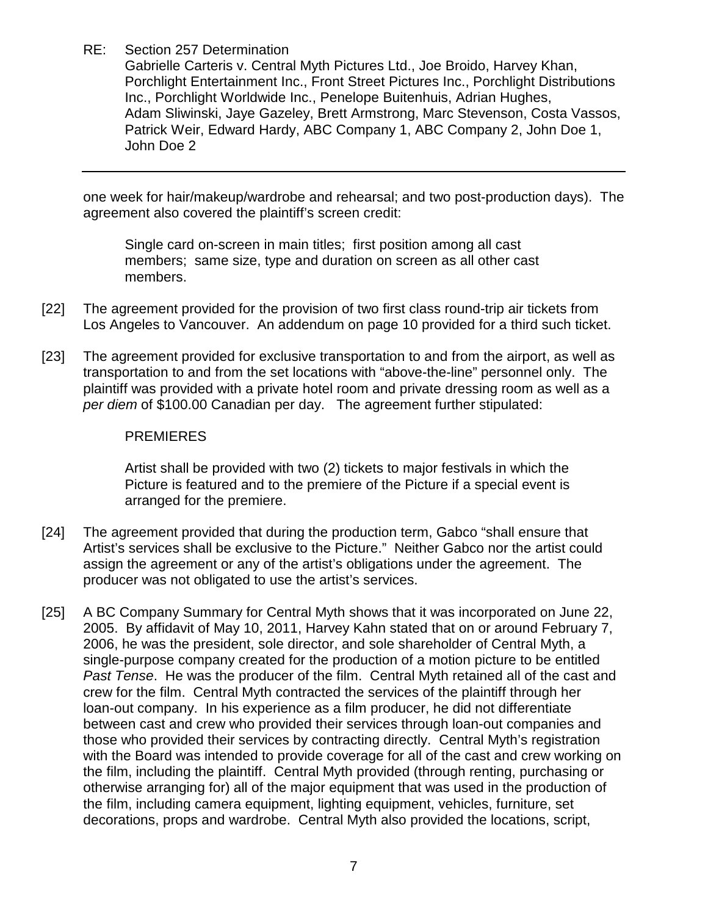one week for hair/makeup/wardrobe and rehearsal; and two post-production days). The agreement also covered the plaintiff's screen credit:

> Single card on-screen in main titles; first position among all cast members; same size, type and duration on screen as all other cast members.

[22] The agreement provided for the provision of two first class round-trip air tickets from Los Angeles to Vancouver. An addendum on page 10 provided for a third such ticket.

[23] The agreement provided for exclusive transportation to and from the airport, as well as transportation to and from the set locations with "above-the-line" personnel only. The plaintiff was provided with a private hotel room and private dressing room as well as a *per diem* of $100.00 Canadian per day. The agreement further stipulated:

> PREMIERES
>
> Artist shall be provided with two (2) tickets to major festivals in which the Picture is featured and to the premiere of the Picture if a special event is arranged for the premiere.

[24] The agreement provided that during the production term, Gabco "shall ensure that Artist's services shall be exclusive to the Picture." Neither Gabco nor the artist could assign the agreement or any of the artist's obligations under the agreement. The producer was not obligated to use the artist's services.

[25] A BC Company Summary for Central Myth shows that it was incorporated on June 22, 2005. By affidavit of May 10, 2011, Harvey Kahn stated that on or around February 7, 2006, he was the president, sole director, and sole shareholder of Central Myth, a single-purpose company created for the production of a motion picture to be entitled *Past Tense*. He was the producer of the film. Central Myth retained all of the cast and crew for the film. Central Myth contracted the services of the plaintiff through her loan-out company. In his experience as a film producer, he did not differentiate between cast and crew who provided their services through loan-out companies and those who provided their services by contracting directly. Central Myth's registration with the Board was intended to provide coverage for all of the cast and crew working on the film, including the plaintiff. Central Myth provided (through renting, purchasing or otherwise arranging for) all of the major equipment that was used in the production of the film, including camera equipment, lighting equipment, vehicles, furniture, set decorations, props and wardrobe. Central Myth also provided the locations, script,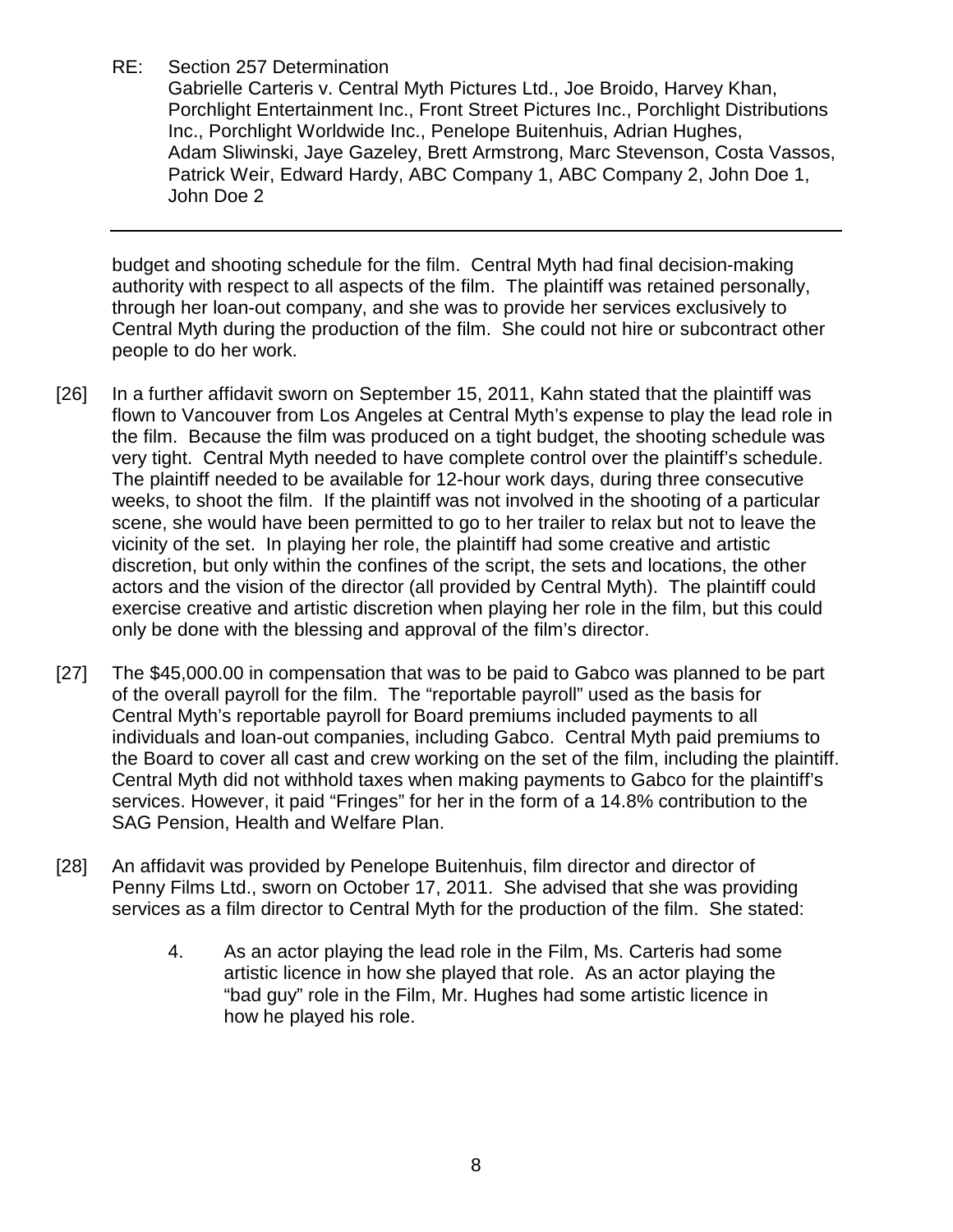budget and shooting schedule for the film. Central Myth had final decision-making authority with respect to all aspects of the film. The plaintiff was retained personally, through her loan-out company, and she was to provide her services exclusively to Central Myth during the production of the film. She could not hire or subcontract other people to do her work.

[26] In a further affidavit sworn on September 15, 2011, Kahn stated that the plaintiff was flown to Vancouver from Los Angeles at Central Myth's expense to play the lead role in the film. Because the film was produced on a tight budget, the shooting schedule was very tight. Central Myth needed to have complete control over the plaintiff's schedule. The plaintiff needed to be available for 12-hour work days, during three consecutive weeks, to shoot the film. If the plaintiff was not involved in the shooting of a particular scene, she would have been permitted to go to her trailer to relax but not to leave the vicinity of the set. In playing her role, the plaintiff had some creative and artistic discretion, but only within the confines of the script, the sets and locations, the other actors and the vision of the director (all provided by Central Myth). The plaintiff could exercise creative and artistic discretion when playing her role in the film, but this could only be done with the blessing and approval of the film's director.

[27] The $45,000.00 in compensation that was to be paid to Gabco was planned to be part of the overall payroll for the film. The "reportable payroll" used as the basis for Central Myth's reportable payroll for Board premiums included payments to all individuals and loan-out companies, including Gabco. Central Myth paid premiums to the Board to cover all cast and crew working on the set of the film, including the plaintiff. Central Myth did not withhold taxes when making payments to Gabco for the plaintiff's services. However, it paid "Fringes" for her in the form of a 14.8% contribution to the SAG Pension, Health and Welfare Plan.

[28] An affidavit was provided by Penelope Buitenhuis, film director and director of Penny Films Ltd., sworn on October 17, 2011. She advised that she was providing services as a film director to Central Myth for the production of the film. She stated:

> 4. As an actor playing the lead role in the Film, Ms. Carteris had some artistic licence in how she played that role. As an actor playing the "bad guy" role in the Film, Mr. Hughes had some artistic licence in how he played his role.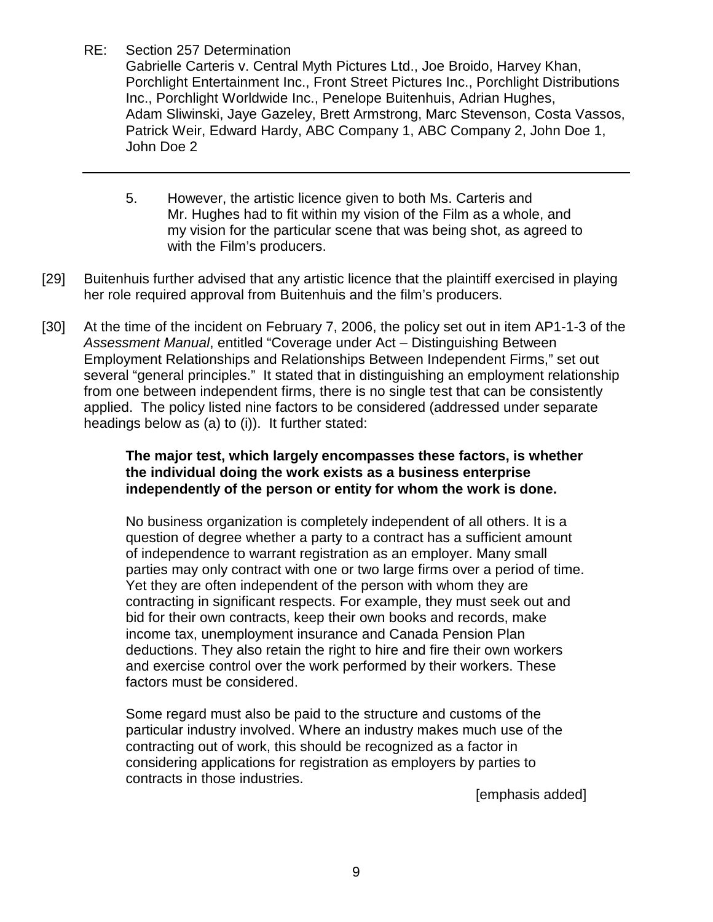5. However, the artistic licence given to both Ms. Carteris and Mr. Hughes had to fit within my vision of the Film as a whole, and my vision for the particular scene that was being shot, as agreed to with the Film's producers.

[29] Buitenhuis further advised that any artistic licence that the plaintiff exercised in playing her role required approval from Buitenhuis and the film's producers.

[30] At the time of the incident on February 7, 2006, the policy set out in item AP1-1-3 of the *Assessment Manual*, entitled "Coverage under Act – Distinguishing Between Employment Relationships and Relationships Between Independent Firms," set out several "general principles." It stated that in distinguishing an employment relationship from one between independent firms, there is no single test that can be consistently applied. The policy listed nine factors to be considered (addressed under separate headings below as (a) to (i)). It further stated:

> **The major test, which largely encompasses these factors, is whether the individual doing the work exists as a business enterprise independently of the person or entity for whom the work is done.**
>
> No business organization is completely independent of all others. It is a question of degree whether a party to a contract has a sufficient amount of independence to warrant registration as an employer. Many small parties may only contract with one or two large firms over a period of time. Yet they are often independent of the person with whom they are contracting in significant respects. For example, they must seek out and bid for their own contracts, keep their own books and records, make income tax, unemployment insurance and Canada Pension Plan deductions. They also retain the right to hire and fire their own workers and exercise control over the work performed by their workers. These factors must be considered.
>
> Some regard must also be paid to the structure and customs of the particular industry involved. Where an industry makes much use of the contracting out of work, this should be recognized as a factor in considering applications for registration as employers by parties to contracts in those industries.
>
> [emphasis added]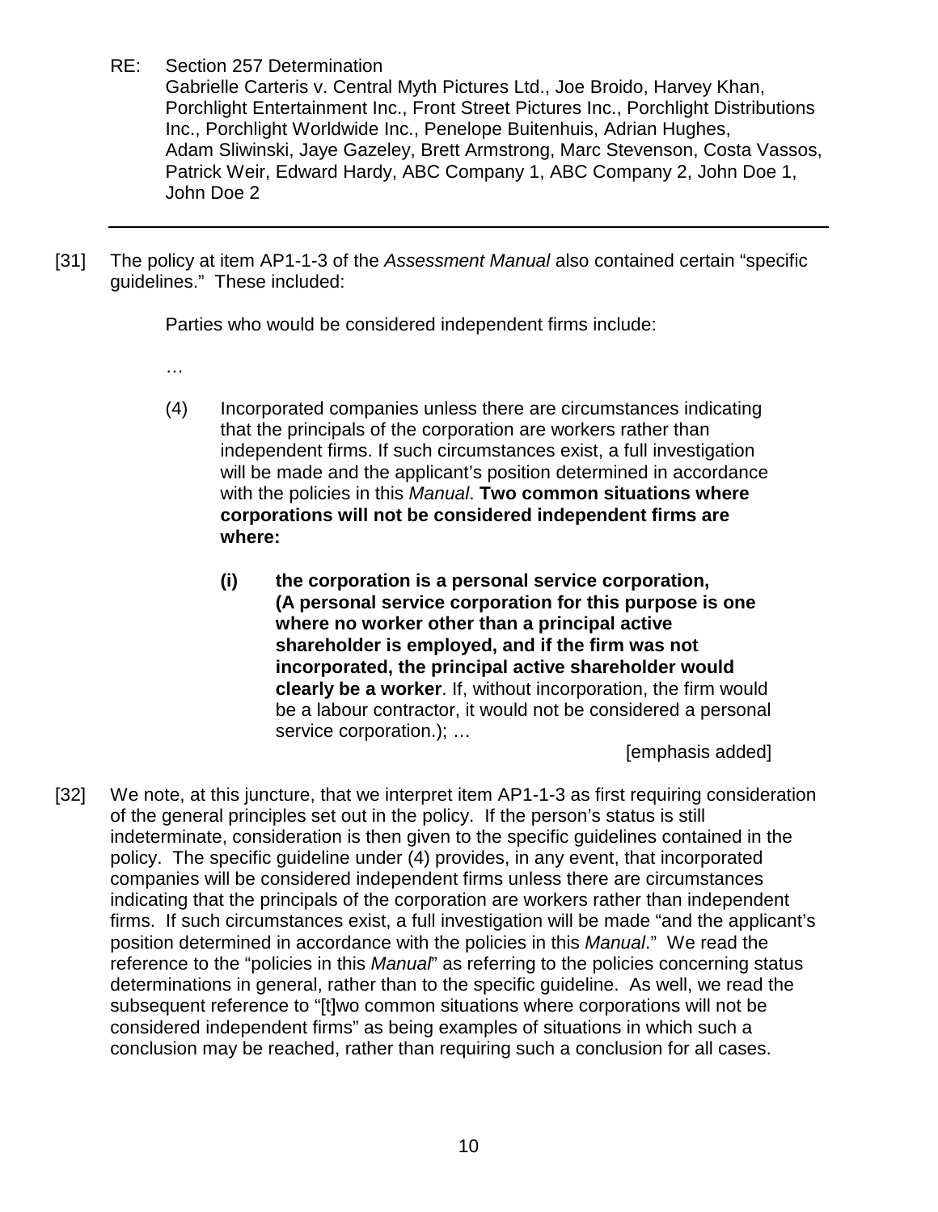[31] The policy at item AP1-1-3 of the *Assessment Manual* also contained certain "specific guidelines." These included:

> Parties who would be considered independent firms include:
>
> …
>
> (4) Incorporated companies unless there are circumstances indicating that the principals of the corporation are workers rather than independent firms. If such circumstances exist, a full investigation will be made and the applicant's position determined in accordance with the policies in this *Manual*. **Two common situations where corporations will not be considered independent firms are where:**
>
> > **(i) the corporation is a personal service corporation, (A personal service corporation for this purpose is one where no worker other than a principal active shareholder is employed, and if the firm was not incorporated, the principal active shareholder would clearly be a worker**. If, without incorporation, the firm would be a labour contractor, it would not be considered a personal service corporation.); …
>
> [emphasis added]

[32] We note, at this juncture, that we interpret item AP1-1-3 as first requiring consideration of the general principles set out in the policy. If the person's status is still indeterminate, consideration is then given to the specific guidelines contained in the policy. The specific guideline under (4) provides, in any event, that incorporated companies will be considered independent firms unless there are circumstances indicating that the principals of the corporation are workers rather than independent firms. If such circumstances exist, a full investigation will be made "and the applicant's position determined in accordance with the policies in this *Manual*." We read the reference to the "policies in this *Manual*" as referring to the policies concerning status determinations in general, rather than to the specific guideline. As well, we read the subsequent reference to "[t]wo common situations where corporations will not be considered independent firms" as being examples of situations in which such a conclusion may be reached, rather than requiring such a conclusion for all cases.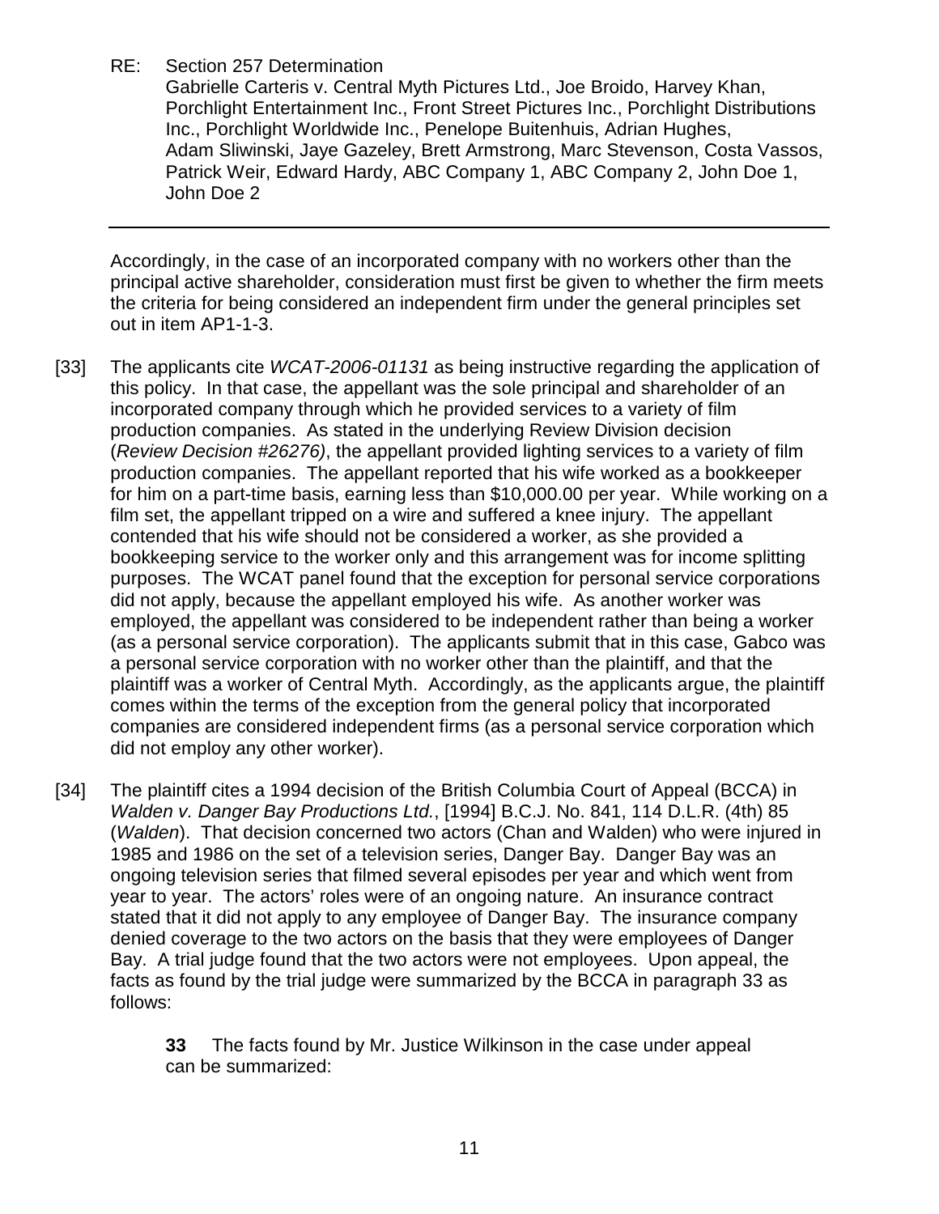Accordingly, in the case of an incorporated company with no workers other than the principal active shareholder, consideration must first be given to whether the firm meets the criteria for being considered an independent firm under the general principles set out in item AP1-1-3.

[33] The applicants cite *WCAT-2006-01131* as being instructive regarding the application of this policy. In that case, the appellant was the sole principal and shareholder of an incorporated company through which he provided services to a variety of film production companies. As stated in the underlying Review Division decision (*Review Decision #26276)*, the appellant provided lighting services to a variety of film production companies. The appellant reported that his wife worked as a bookkeeper for him on a part-time basis, earning less than $10,000.00 per year. While working on a film set, the appellant tripped on a wire and suffered a knee injury. The appellant contended that his wife should not be considered a worker, as she provided a bookkeeping service to the worker only and this arrangement was for income splitting purposes. The WCAT panel found that the exception for personal service corporations did not apply, because the appellant employed his wife. As another worker was employed, the appellant was considered to be independent rather than being a worker (as a personal service corporation). The applicants submit that in this case, Gabco was a personal service corporation with no worker other than the plaintiff, and that the plaintiff was a worker of Central Myth. Accordingly, as the applicants argue, the plaintiff comes within the terms of the exception from the general policy that incorporated companies are considered independent firms (as a personal service corporation which did not employ any other worker).

[34] The plaintiff cites a 1994 decision of the British Columbia Court of Appeal (BCCA) in *Walden v. Danger Bay Productions Ltd.*, [1994] B.C.J. No. 841, 114 D.L.R. (4th) 85 (*Walden*). That decision concerned two actors (Chan and Walden) who were injured in 1985 and 1986 on the set of a television series, Danger Bay. Danger Bay was an ongoing television series that filmed several episodes per year and which went from year to year. The actors' roles were of an ongoing nature. An insurance contract stated that it did not apply to any employee of Danger Bay. The insurance company denied coverage to the two actors on the basis that they were employees of Danger Bay. A trial judge found that the two actors were not employees. Upon appeal, the facts as found by the trial judge were summarized by the BCCA in paragraph 33 as follows:

> **33** The facts found by Mr. Justice Wilkinson in the case under appeal can be summarized: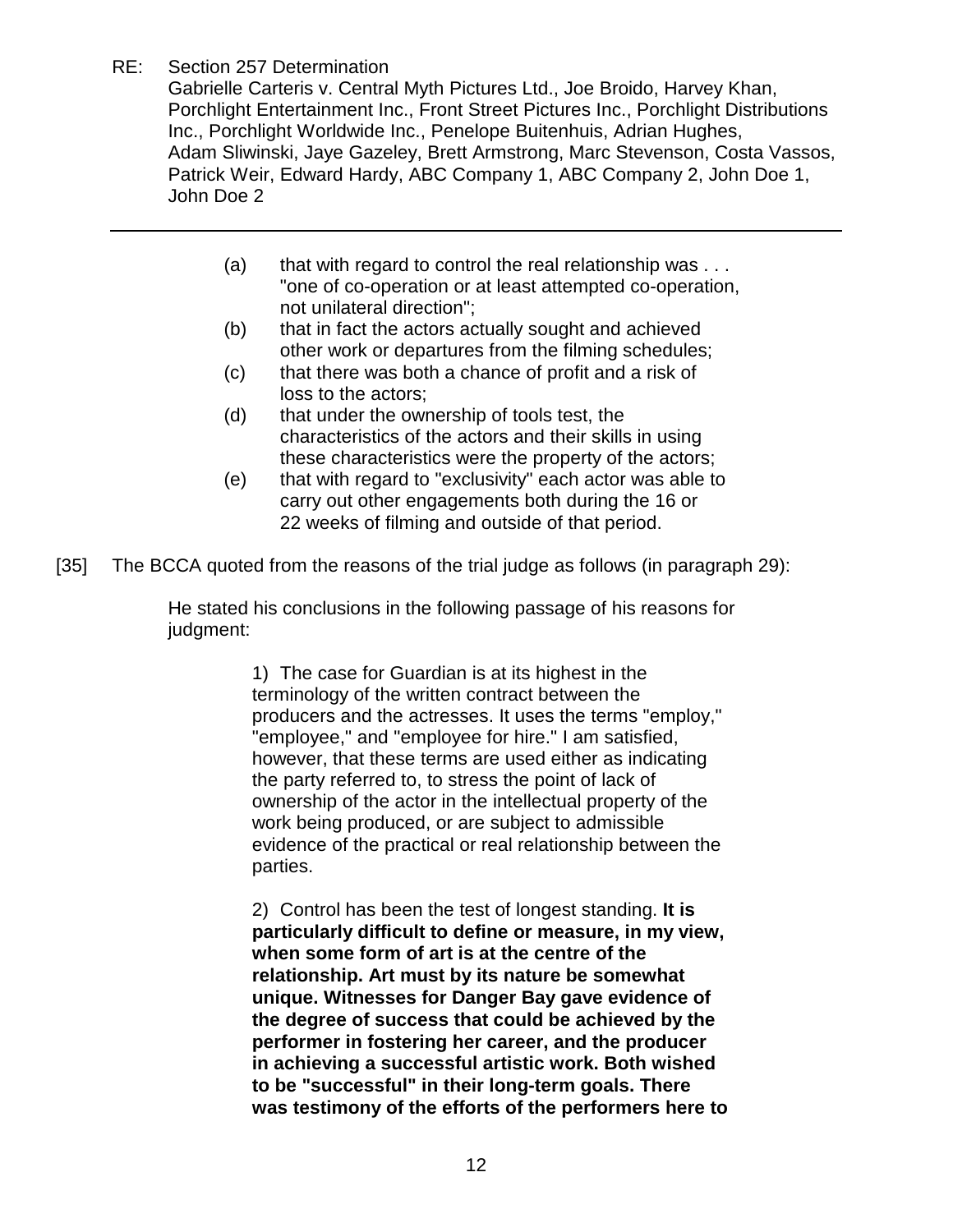(a) that with regard to control the real relationship was . . . "one of co-operation or at least attempted co-operation, not unilateral direction";

(b) that in fact the actors actually sought and achieved other work or departures from the filming schedules;

(c) that there was both a chance of profit and a risk of loss to the actors;

(d) that under the ownership of tools test, the characteristics of the actors and their skills in using these characteristics were the property of the actors;

(e) that with regard to "exclusivity" each actor was able to carry out other engagements both during the 16 or 22 weeks of filming and outside of that period.

[35] The BCCA quoted from the reasons of the trial judge as follows (in paragraph 29):

> He stated his conclusions in the following passage of his reasons for judgment:
>
> > 1) The case for Guardian is at its highest in the terminology of the written contract between the producers and the actresses. It uses the terms "employ," "employee," and "employee for hire." I am satisfied, however, that these terms are used either as indicating the party referred to, to stress the point of lack of ownership of the actor in the intellectual property of the work being produced, or are subject to admissible evidence of the practical or real relationship between the parties.
> >
> > 2) Control has been the test of longest standing. **It is particularly difficult to define or measure, in my view, when some form of art is at the centre of the relationship. Art must by its nature be somewhat unique. Witnesses for Danger Bay gave evidence of the degree of success that could be achieved by the performer in fostering her career, and the producer in achieving a successful artistic work. Both wished to be "successful" in their long-term goals. There was testimony of the efforts of the performers here to**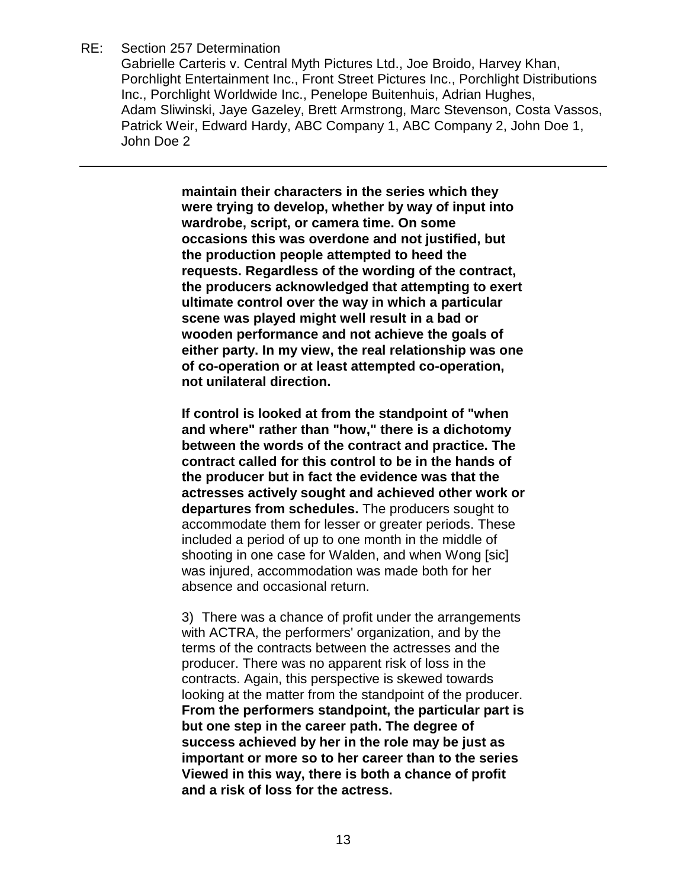**maintain their characters in the series which they were trying to develop, whether by way of input into wardrobe, script, or camera time. On some occasions this was overdone and not justified, but the production people attempted to heed the requests. Regardless of the wording of the contract, the producers acknowledged that attempting to exert ultimate control over the way in which a particular scene was played might well result in a bad or wooden performance and not achieve the goals of either party. In my view, the real relationship was one of co-operation or at least attempted co-operation, not unilateral direction.**

**If control is looked at from the standpoint of "when and where" rather than "how," there is a dichotomy between the words of the contract and practice. The contract called for this control to be in the hands of the producer but in fact the evidence was that the actresses actively sought and achieved other work or departures from schedules.** The producers sought to accommodate them for lesser or greater periods. These included a period of up to one month in the middle of shooting in one case for Walden, and when Wong [sic] was injured, accommodation was made both for her absence and occasional return.

3) There was a chance of profit under the arrangements with ACTRA, the performers' organization, and by the terms of the contracts between the actresses and the producer. There was no apparent risk of loss in the contracts. Again, this perspective is skewed towards looking at the matter from the standpoint of the producer. **From the performers standpoint, the particular part is but one step in the career path. The degree of success achieved by her in the role may be just as important or more so to her career than to the series Viewed in this way, there is both a chance of profit and a risk of loss for the actress.**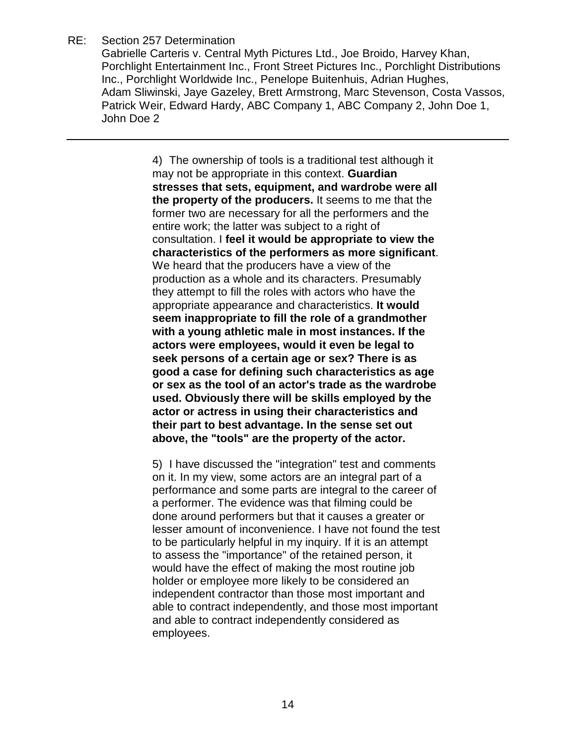4) The ownership of tools is a traditional test although it may not be appropriate in this context. **Guardian stresses that sets, equipment, and wardrobe were all the property of the producers.** It seems to me that the former two are necessary for all the performers and the entire work; the latter was subject to a right of consultation. I **feel it would be appropriate to view the characteristics of the performers as more significant**. We heard that the producers have a view of the production as a whole and its characters. Presumably they attempt to fill the roles with actors who have the appropriate appearance and characteristics. **It would seem inappropriate to fill the role of a grandmother with a young athletic male in most instances. If the actors were employees, would it even be legal to seek persons of a certain age or sex? There is as good a case for defining such characteristics as age or sex as the tool of an actor's trade as the wardrobe used. Obviously there will be skills employed by the actor or actress in using their characteristics and their part to best advantage. In the sense set out above, the "tools" are the property of the actor.**

5) I have discussed the "integration" test and comments on it. In my view, some actors are an integral part of a performance and some parts are integral to the career of a performer. The evidence was that filming could be done around performers but that it causes a greater or lesser amount of inconvenience. I have not found the test to be particularly helpful in my inquiry. If it is an attempt to assess the "importance" of the retained person, it would have the effect of making the most routine job holder or employee more likely to be considered an independent contractor than those most important and able to contract independently, and those most important and able to contract independently considered as employees.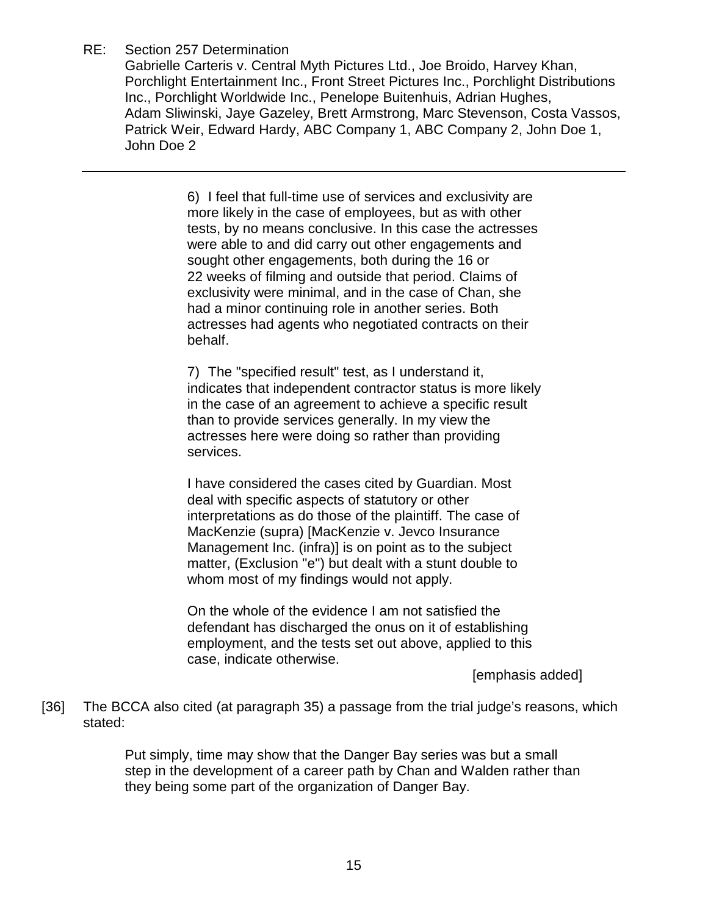> 6) I feel that full-time use of services and exclusivity are more likely in the case of employees, but as with other tests, by no means conclusive. In this case the actresses were able to and did carry out other engagements and sought other engagements, both during the 16 or 22 weeks of filming and outside that period. Claims of exclusivity were minimal, and in the case of Chan, she had a minor continuing role in another series. Both actresses had agents who negotiated contracts on their behalf.
>
> 7) The "specified result" test, as I understand it, indicates that independent contractor status is more likely in the case of an agreement to achieve a specific result than to provide services generally. In my view the actresses here were doing so rather than providing services.
>
> I have considered the cases cited by Guardian. Most deal with specific aspects of statutory or other interpretations as do those of the plaintiff. The case of MacKenzie (supra) [MacKenzie v. Jevco Insurance Management Inc. (infra)] is on point as to the subject matter, (Exclusion "e") but dealt with a stunt double to whom most of my findings would not apply.
>
> On the whole of the evidence I am not satisfied the defendant has discharged the onus on it of establishing employment, and the tests set out above, applied to this case, indicate otherwise.
>
> [emphasis added]

[36] The BCCA also cited (at paragraph 35) a passage from the trial judge's reasons, which stated:

> Put simply, time may show that the Danger Bay series was but a small step in the development of a career path by Chan and Walden rather than they being some part of the organization of Danger Bay.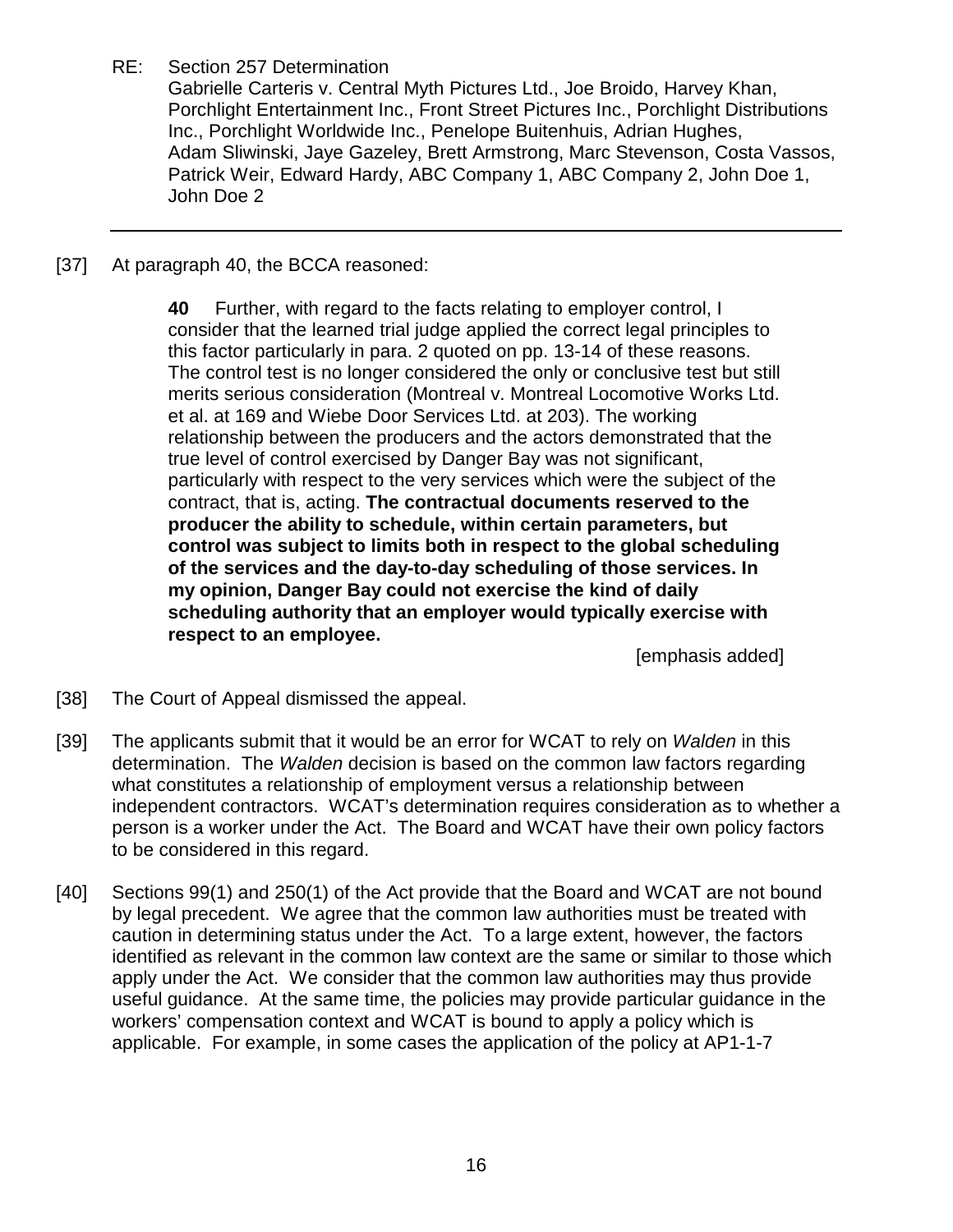[37] At paragraph 40, the BCCA reasoned:

> **40** Further, with regard to the facts relating to employer control, I consider that the learned trial judge applied the correct legal principles to this factor particularly in para. 2 quoted on pp. 13-14 of these reasons. The control test is no longer considered the only or conclusive test but still merits serious consideration (Montreal v. Montreal Locomotive Works Ltd. et al. at 169 and Wiebe Door Services Ltd. at 203). The working relationship between the producers and the actors demonstrated that the true level of control exercised by Danger Bay was not significant, particularly with respect to the very services which were the subject of the contract, that is, acting. **The contractual documents reserved to the producer the ability to schedule, within certain parameters, but control was subject to limits both in respect to the global scheduling of the services and the day-to-day scheduling of those services. In my opinion, Danger Bay could not exercise the kind of daily scheduling authority that an employer would typically exercise with respect to an employee.**
>
> [emphasis added]

[38] The Court of Appeal dismissed the appeal.

[39] The applicants submit that it would be an error for WCAT to rely on *Walden* in this determination. The *Walden* decision is based on the common law factors regarding what constitutes a relationship of employment versus a relationship between independent contractors. WCAT's determination requires consideration as to whether a person is a worker under the Act. The Board and WCAT have their own policy factors to be considered in this regard.

[40] Sections 99(1) and 250(1) of the Act provide that the Board and WCAT are not bound by legal precedent. We agree that the common law authorities must be treated with caution in determining status under the Act. To a large extent, however, the factors identified as relevant in the common law context are the same or similar to those which apply under the Act. We consider that the common law authorities may thus provide useful guidance. At the same time, the policies may provide particular guidance in the workers' compensation context and WCAT is bound to apply a policy which is applicable. For example, in some cases the application of the policy at AP1-1-7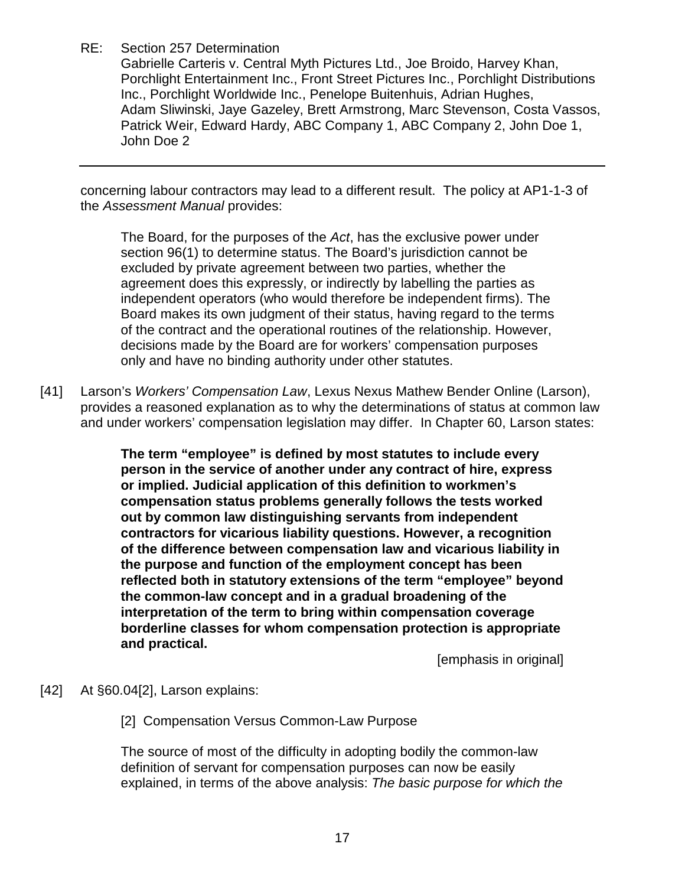concerning labour contractors may lead to a different result. The policy at AP1-1-3 of the *Assessment Manual* provides:

> The Board, for the purposes of the *Act*, has the exclusive power under section 96(1) to determine status. The Board's jurisdiction cannot be excluded by private agreement between two parties, whether the agreement does this expressly, or indirectly by labelling the parties as independent operators (who would therefore be independent firms). The Board makes its own judgment of their status, having regard to the terms of the contract and the operational routines of the relationship. However, decisions made by the Board are for workers' compensation purposes only and have no binding authority under other statutes.

[41] Larson's *Workers' Compensation Law*, Lexus Nexus Mathew Bender Online (Larson), provides a reasoned explanation as to why the determinations of status at common law and under workers' compensation legislation may differ. In Chapter 60, Larson states:

> **The term "employee" is defined by most statutes to include every person in the service of another under any contract of hire, express or implied. Judicial application of this definition to workmen's compensation status problems generally follows the tests worked out by common law distinguishing servants from independent contractors for vicarious liability questions. However, a recognition of the difference between compensation law and vicarious liability in the purpose and function of the employment concept has been reflected both in statutory extensions of the term "employee" beyond the common-law concept and in a gradual broadening of the interpretation of the term to bring within compensation coverage borderline classes for whom compensation protection is appropriate and practical.**
>
> [emphasis in original]

[42] At §60.04[2], Larson explains:

> [2] Compensation Versus Common-Law Purpose
>
> The source of most of the difficulty in adopting bodily the common-law definition of servant for compensation purposes can now be easily explained, in terms of the above analysis: *The basic purpose for which the*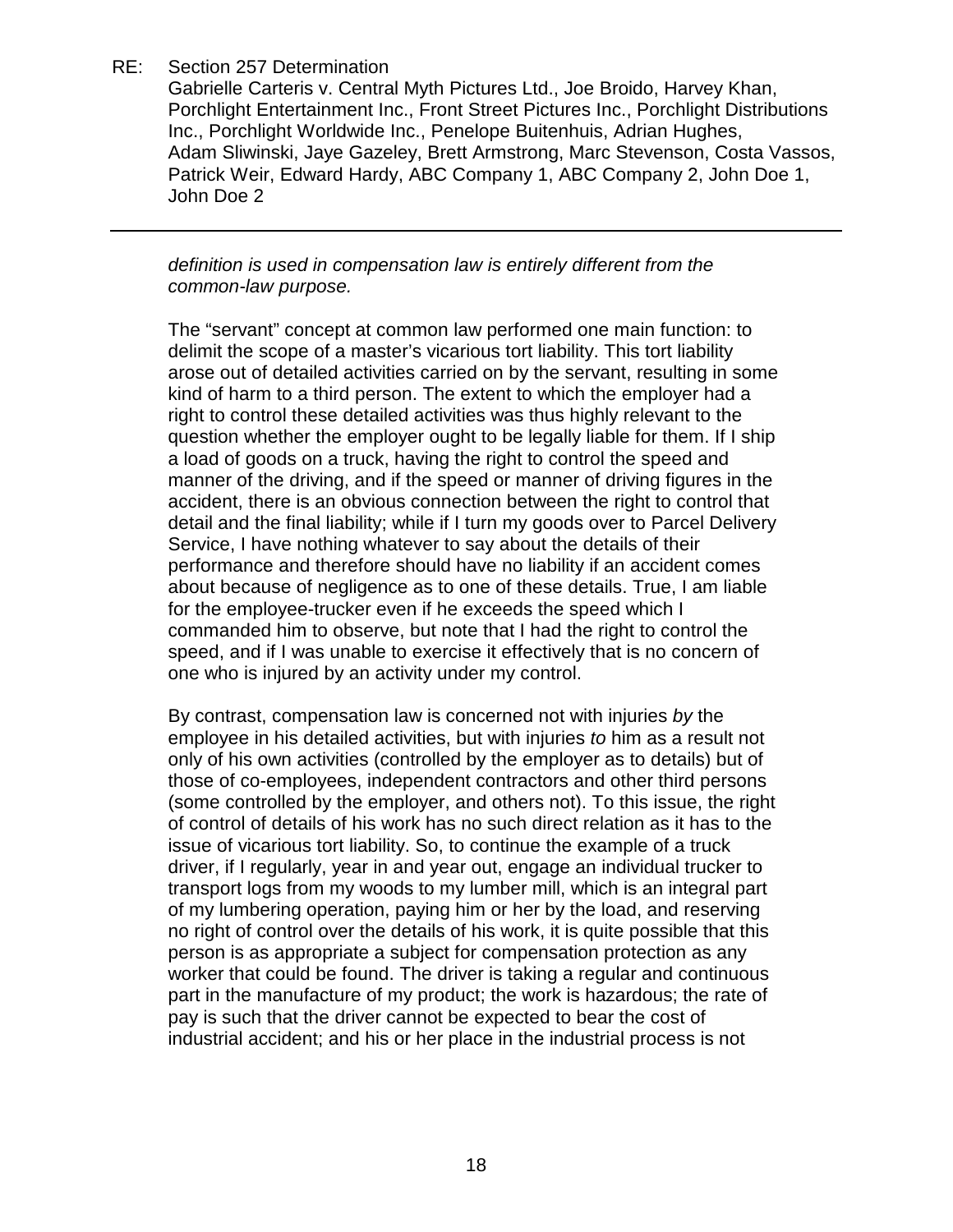*definition is used in compensation law is entirely different from the common-law purpose.*

The "servant" concept at common law performed one main function: to delimit the scope of a master's vicarious tort liability. This tort liability arose out of detailed activities carried on by the servant, resulting in some kind of harm to a third person. The extent to which the employer had a right to control these detailed activities was thus highly relevant to the question whether the employer ought to be legally liable for them. If I ship a load of goods on a truck, having the right to control the speed and manner of the driving, and if the speed or manner of driving figures in the accident, there is an obvious connection between the right to control that detail and the final liability; while if I turn my goods over to Parcel Delivery Service, I have nothing whatever to say about the details of their performance and therefore should have no liability if an accident comes about because of negligence as to one of these details. True, I am liable for the employee-trucker even if he exceeds the speed which I commanded him to observe, but note that I had the right to control the speed, and if I was unable to exercise it effectively that is no concern of one who is injured by an activity under my control.

By contrast, compensation law is concerned not with injuries *by* the employee in his detailed activities, but with injuries *to* him as a result not only of his own activities (controlled by the employer as to details) but of those of co-employees, independent contractors and other third persons (some controlled by the employer, and others not). To this issue, the right of control of details of his work has no such direct relation as it has to the issue of vicarious tort liability. So, to continue the example of a truck driver, if I regularly, year in and year out, engage an individual trucker to transport logs from my woods to my lumber mill, which is an integral part of my lumbering operation, paying him or her by the load, and reserving no right of control over the details of his work, it is quite possible that this person is as appropriate a subject for compensation protection as any worker that could be found. The driver is taking a regular and continuous part in the manufacture of my product; the work is hazardous; the rate of pay is such that the driver cannot be expected to bear the cost of industrial accident; and his or her place in the industrial process is not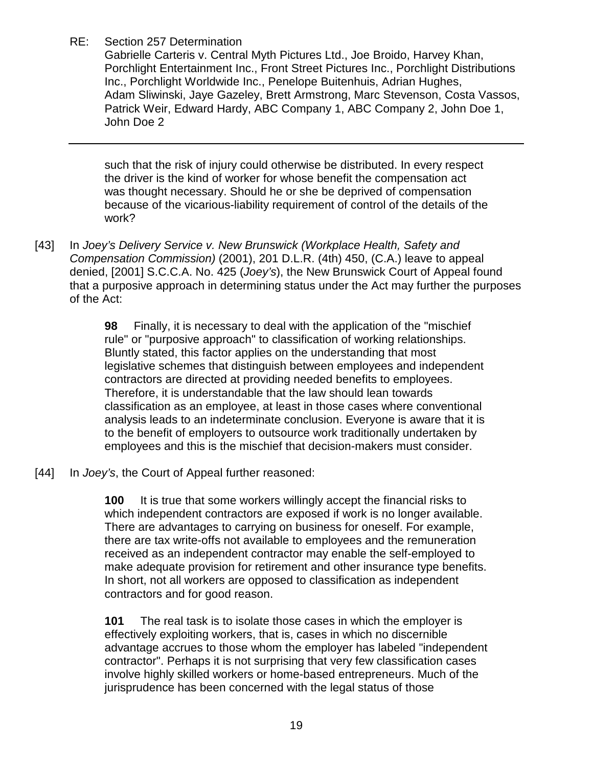such that the risk of injury could otherwise be distributed. In every respect the driver is the kind of worker for whose benefit the compensation act was thought necessary. Should he or she be deprived of compensation because of the vicarious-liability requirement of control of the details of the work?

[43] In *Joey's Delivery Service v. New Brunswick (Workplace Health, Safety and Compensation Commission)* (2001), 201 D.L.R. (4th) 450, (C.A.) leave to appeal denied, [2001] S.C.C.A. No. 425 (*Joey's*), the New Brunswick Court of Appeal found that a purposive approach in determining status under the Act may further the purposes of the Act:

> **98** Finally, it is necessary to deal with the application of the "mischief rule" or "purposive approach" to classification of working relationships. Bluntly stated, this factor applies on the understanding that most legislative schemes that distinguish between employees and independent contractors are directed at providing needed benefits to employees. Therefore, it is understandable that the law should lean towards classification as an employee, at least in those cases where conventional analysis leads to an indeterminate conclusion. Everyone is aware that it is to the benefit of employers to outsource work traditionally undertaken by employees and this is the mischief that decision-makers must consider.

[44] In *Joey's*, the Court of Appeal further reasoned:

> **100** It is true that some workers willingly accept the financial risks to which independent contractors are exposed if work is no longer available. There are advantages to carrying on business for oneself. For example, there are tax write-offs not available to employees and the remuneration received as an independent contractor may enable the self-employed to make adequate provision for retirement and other insurance type benefits. In short, not all workers are opposed to classification as independent contractors and for good reason.
>
> **101** The real task is to isolate those cases in which the employer is effectively exploiting workers, that is, cases in which no discernible advantage accrues to those whom the employer has labeled "independent contractor". Perhaps it is not surprising that very few classification cases involve highly skilled workers or home-based entrepreneurs. Much of the jurisprudence has been concerned with the legal status of those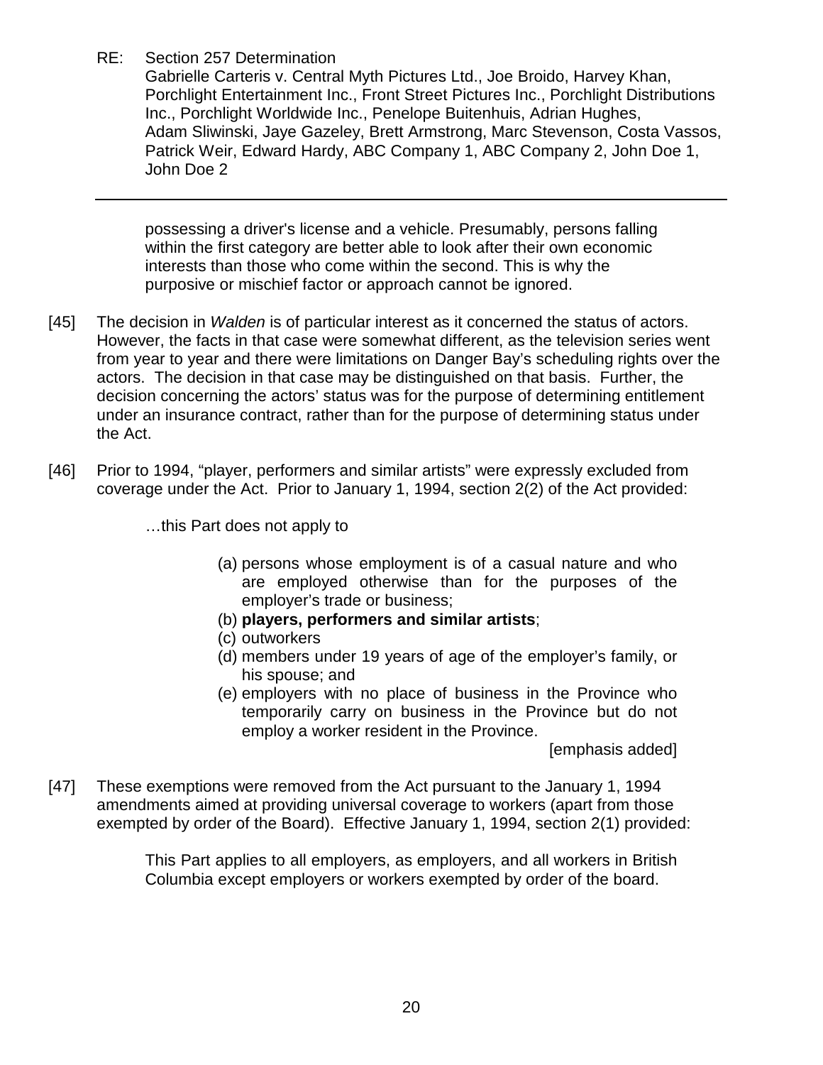> possessing a driver's license and a vehicle. Presumably, persons falling within the first category are better able to look after their own economic interests than those who come within the second. This is why the purposive or mischief factor or approach cannot be ignored.

[45] The decision in *Walden* is of particular interest as it concerned the status of actors. However, the facts in that case were somewhat different, as the television series went from year to year and there were limitations on Danger Bay's scheduling rights over the actors. The decision in that case may be distinguished on that basis. Further, the decision concerning the actors' status was for the purpose of determining entitlement under an insurance contract, rather than for the purpose of determining status under the Act.

[46] Prior to 1994, "player, performers and similar artists" were expressly excluded from coverage under the Act. Prior to January 1, 1994, section 2(2) of the Act provided:

> …this Part does not apply to
>
> (a) persons whose employment is of a casual nature and who are employed otherwise than for the purposes of the employer's trade or business;
> (b) **players, performers and similar artists**;
> (c) outworkers
> (d) members under 19 years of age of the employer's family, or his spouse; and
> (e) employers with no place of business in the Province who temporarily carry on business in the Province but do not employ a worker resident in the Province.
>
> [emphasis added]

[47] These exemptions were removed from the Act pursuant to the January 1, 1994 amendments aimed at providing universal coverage to workers (apart from those exempted by order of the Board). Effective January 1, 1994, section 2(1) provided:

> This Part applies to all employers, as employers, and all workers in British Columbia except employers or workers exempted by order of the board.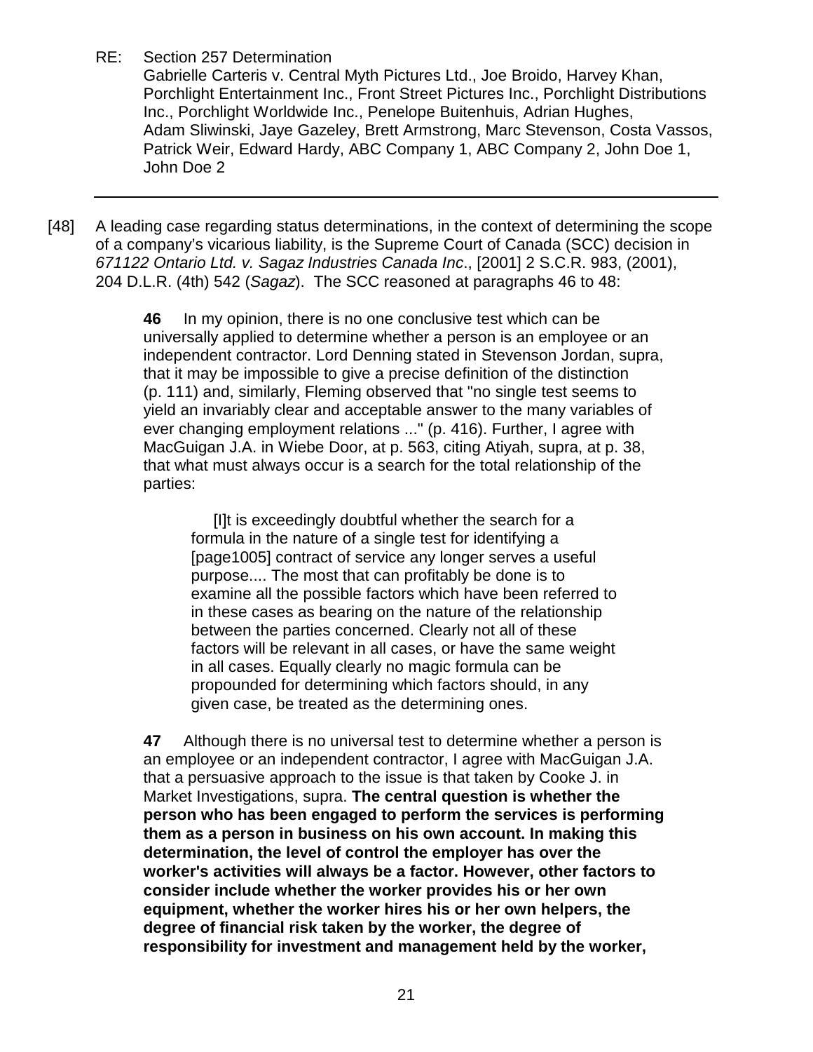RE: Section 257 Determination
Gabrielle Carteris v. Central Myth Pictures Ltd., Joe Broido, Harvey Khan, Porchlight Entertainment Inc., Front Street Pictures Inc., Porchlight Distributions Inc., Porchlight Worldwide Inc., Penelope Buitenhuis, Adrian Hughes, Adam Sliwinski, Jaye Gazeley, Brett Armstrong, Marc Stevenson, Costa Vassos, Patrick Weir, Edward Hardy, ABC Company 1, ABC Company 2, John Doe 1, John Doe 2

---

[48] A leading case regarding status determinations, in the context of determining the scope of a company's vicarious liability, is the Supreme Court of Canada (SCC) decision in *671122 Ontario Ltd. v. Sagaz Industries Canada Inc*., [2001] 2 S.C.R. 983, (2001), 204 D.L.R. (4th) 542 (*Sagaz*). The SCC reasoned at paragraphs 46 to 48:

> **46** In my opinion, there is no one conclusive test which can be universally applied to determine whether a person is an employee or an independent contractor. Lord Denning stated in Stevenson Jordan, supra, that it may be impossible to give a precise definition of the distinction (p. 111) and, similarly, Fleming observed that "no single test seems to yield an invariably clear and acceptable answer to the many variables of ever changing employment relations ..." (p. 416). Further, I agree with MacGuigan J.A. in Wiebe Door, at p. 563, citing Atiyah, supra, at p. 38, that what must always occur is a search for the total relationship of the parties:
>
> > [I]t is exceedingly doubtful whether the search for a formula in the nature of a single test for identifying a [page1005] contract of service any longer serves a useful purpose.... The most that can profitably be done is to examine all the possible factors which have been referred to in these cases as bearing on the nature of the relationship between the parties concerned. Clearly not all of these factors will be relevant in all cases, or have the same weight in all cases. Equally clearly no magic formula can be propounded for determining which factors should, in any given case, be treated as the determining ones.
>
> **47** Although there is no universal test to determine whether a person is an employee or an independent contractor, I agree with MacGuigan J.A. that a persuasive approach to the issue is that taken by Cooke J. in Market Investigations, supra. **The central question is whether the person who has been engaged to perform the services is performing them as a person in business on his own account. In making this determination, the level of control the employer has over the worker's activities will always be a factor. However, other factors to consider include whether the worker provides his or her own equipment, whether the worker hires his or her own helpers, the degree of financial risk taken by the worker, the degree of responsibility for investment and management held by the worker,**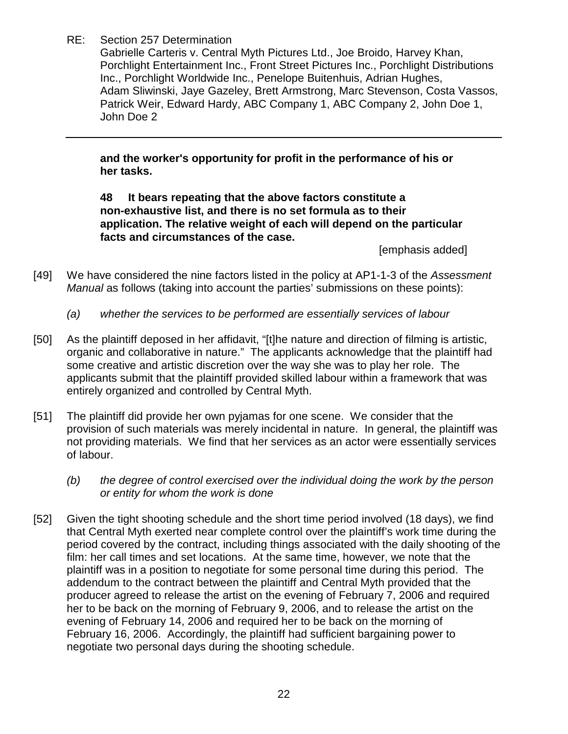**and the worker's opportunity for profit in the performance of his or her tasks.**

**48 It bears repeating that the above factors constitute a non-exhaustive list, and there is no set formula as to their application. The relative weight of each will depend on the particular facts and circumstances of the case.**

[emphasis added]

[49] We have considered the nine factors listed in the policy at AP1-1-3 of the *Assessment Manual* as follows (taking into account the parties' submissions on these points):

*(a) whether the services to be performed are essentially services of labour*

[50] As the plaintiff deposed in her affidavit, "[t]he nature and direction of filming is artistic, organic and collaborative in nature." The applicants acknowledge that the plaintiff had some creative and artistic discretion over the way she was to play her role. The applicants submit that the plaintiff provided skilled labour within a framework that was entirely organized and controlled by Central Myth.

[51] The plaintiff did provide her own pyjamas for one scene. We consider that the provision of such materials was merely incidental in nature. In general, the plaintiff was not providing materials. We find that her services as an actor were essentially services of labour.

*(b) the degree of control exercised over the individual doing the work by the person or entity for whom the work is done*

[52] Given the tight shooting schedule and the short time period involved (18 days), we find that Central Myth exerted near complete control over the plaintiff's work time during the period covered by the contract, including things associated with the daily shooting of the film: her call times and set locations. At the same time, however, we note that the plaintiff was in a position to negotiate for some personal time during this period. The addendum to the contract between the plaintiff and Central Myth provided that the producer agreed to release the artist on the evening of February 7, 2006 and required her to be back on the morning of February 9, 2006, and to release the artist on the evening of February 14, 2006 and required her to be back on the morning of February 16, 2006. Accordingly, the plaintiff had sufficient bargaining power to negotiate two personal days during the shooting schedule.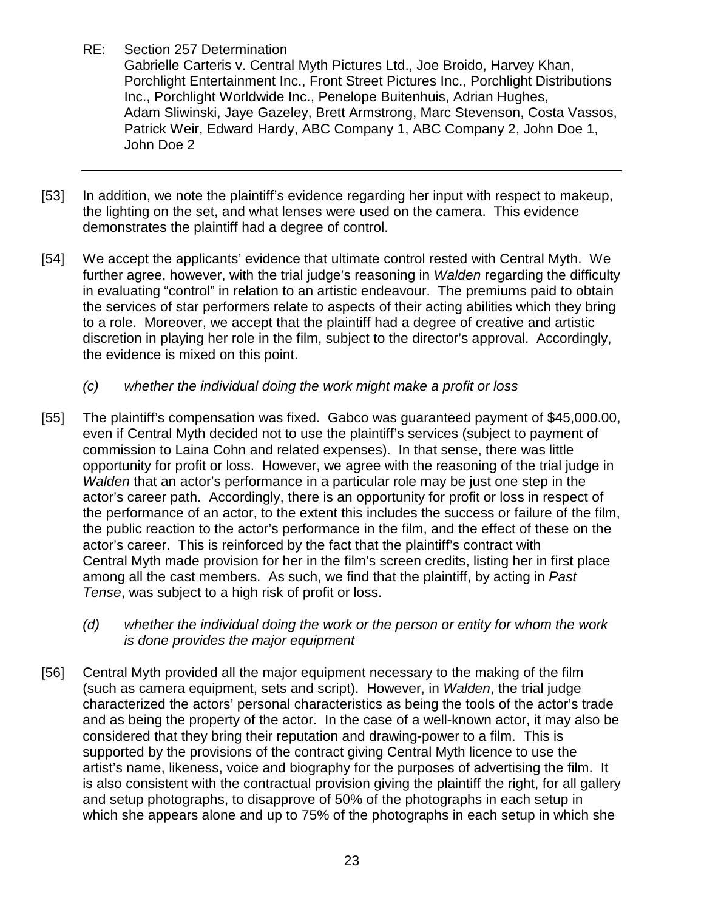[53] In addition, we note the plaintiff's evidence regarding her input with respect to makeup, the lighting on the set, and what lenses were used on the camera. This evidence demonstrates the plaintiff had a degree of control.

[54] We accept the applicants' evidence that ultimate control rested with Central Myth. We further agree, however, with the trial judge's reasoning in *Walden* regarding the difficulty in evaluating "control" in relation to an artistic endeavour. The premiums paid to obtain the services of star performers relate to aspects of their acting abilities which they bring to a role. Moreover, we accept that the plaintiff had a degree of creative and artistic discretion in playing her role in the film, subject to the director's approval. Accordingly, the evidence is mixed on this point.

*(c) whether the individual doing the work might make a profit or loss*

[55] The plaintiff's compensation was fixed. Gabco was guaranteed payment of $45,000.00, even if Central Myth decided not to use the plaintiff's services (subject to payment of commission to Laina Cohn and related expenses). In that sense, there was little opportunity for profit or loss. However, we agree with the reasoning of the trial judge in *Walden* that an actor's performance in a particular role may be just one step in the actor's career path. Accordingly, there is an opportunity for profit or loss in respect of the performance of an actor, to the extent this includes the success or failure of the film, the public reaction to the actor's performance in the film, and the effect of these on the actor's career. This is reinforced by the fact that the plaintiff's contract with Central Myth made provision for her in the film's screen credits, listing her in first place among all the cast members. As such, we find that the plaintiff, by acting in *Past Tense*, was subject to a high risk of profit or loss.

*(d) whether the individual doing the work or the person or entity for whom the work is done provides the major equipment*

[56] Central Myth provided all the major equipment necessary to the making of the film (such as camera equipment, sets and script). However, in *Walden*, the trial judge characterized the actors' personal characteristics as being the tools of the actor's trade and as being the property of the actor. In the case of a well-known actor, it may also be considered that they bring their reputation and drawing-power to a film. This is supported by the provisions of the contract giving Central Myth licence to use the artist's name, likeness, voice and biography for the purposes of advertising the film. It is also consistent with the contractual provision giving the plaintiff the right, for all gallery and setup photographs, to disapprove of 50% of the photographs in each setup in which she appears alone and up to 75% of the photographs in each setup in which she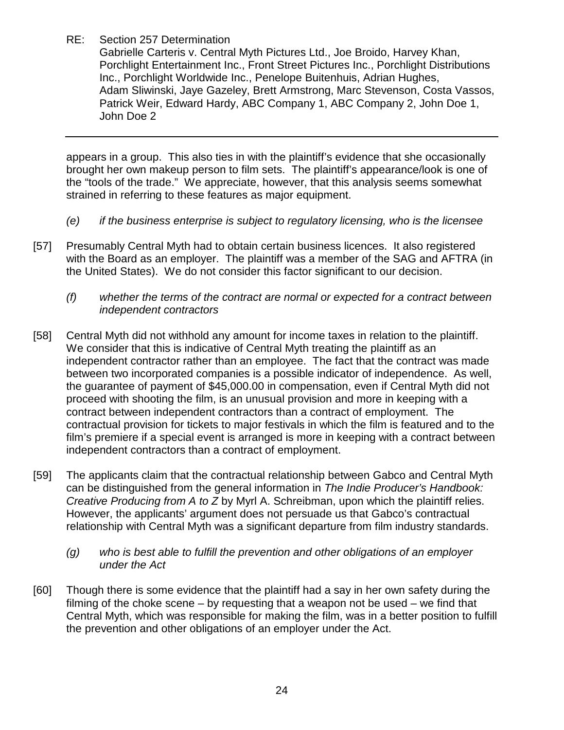appears in a group. This also ties in with the plaintiff's evidence that she occasionally brought her own makeup person to film sets. The plaintiff's appearance/look is one of the "tools of the trade." We appreciate, however, that this analysis seems somewhat strained in referring to these features as major equipment.

*(e) if the business enterprise is subject to regulatory licensing, who is the licensee*

[57] Presumably Central Myth had to obtain certain business licences. It also registered with the Board as an employer. The plaintiff was a member of the SAG and AFTRA (in the United States). We do not consider this factor significant to our decision.

*(f) whether the terms of the contract are normal or expected for a contract between independent contractors*

[58] Central Myth did not withhold any amount for income taxes in relation to the plaintiff. We consider that this is indicative of Central Myth treating the plaintiff as an independent contractor rather than an employee. The fact that the contract was made between two incorporated companies is a possible indicator of independence. As well, the guarantee of payment of $45,000.00 in compensation, even if Central Myth did not proceed with shooting the film, is an unusual provision and more in keeping with a contract between independent contractors than a contract of employment. The contractual provision for tickets to major festivals in which the film is featured and to the film's premiere if a special event is arranged is more in keeping with a contract between independent contractors than a contract of employment.

[59] The applicants claim that the contractual relationship between Gabco and Central Myth can be distinguished from the general information in *The Indie Producer's Handbook: Creative Producing from A to Z* by Myrl A. Schreibman, upon which the plaintiff relies. However, the applicants' argument does not persuade us that Gabco's contractual relationship with Central Myth was a significant departure from film industry standards.

*(g) who is best able to fulfill the prevention and other obligations of an employer under the Act*

[60] Though there is some evidence that the plaintiff had a say in her own safety during the filming of the choke scene – by requesting that a weapon not be used – we find that Central Myth, which was responsible for making the film, was in a better position to fulfill the prevention and other obligations of an employer under the Act.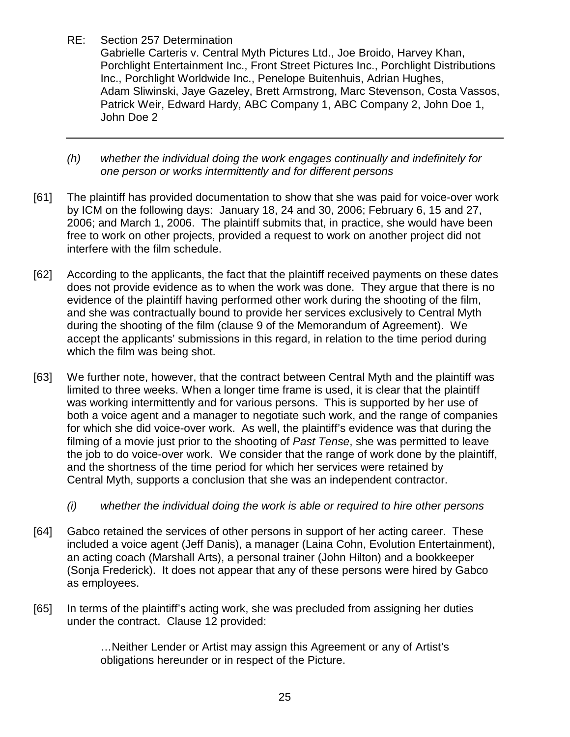*(h) whether the individual doing the work engages continually and indefinitely for one person or works intermittently and for different persons*

[61] The plaintiff has provided documentation to show that she was paid for voice-over work by ICM on the following days: January 18, 24 and 30, 2006; February 6, 15 and 27, 2006; and March 1, 2006. The plaintiff submits that, in practice, she would have been free to work on other projects, provided a request to work on another project did not interfere with the film schedule.

[62] According to the applicants, the fact that the plaintiff received payments on these dates does not provide evidence as to when the work was done. They argue that there is no evidence of the plaintiff having performed other work during the shooting of the film, and she was contractually bound to provide her services exclusively to Central Myth during the shooting of the film (clause 9 of the Memorandum of Agreement). We accept the applicants' submissions in this regard, in relation to the time period during which the film was being shot.

[63] We further note, however, that the contract between Central Myth and the plaintiff was limited to three weeks. When a longer time frame is used, it is clear that the plaintiff was working intermittently and for various persons. This is supported by her use of both a voice agent and a manager to negotiate such work, and the range of companies for which she did voice-over work. As well, the plaintiff's evidence was that during the filming of a movie just prior to the shooting of *Past Tense*, she was permitted to leave the job to do voice-over work. We consider that the range of work done by the plaintiff, and the shortness of the time period for which her services were retained by Central Myth, supports a conclusion that she was an independent contractor.

*(i) whether the individual doing the work is able or required to hire other persons*

[64] Gabco retained the services of other persons in support of her acting career. These included a voice agent (Jeff Danis), a manager (Laina Cohn, Evolution Entertainment), an acting coach (Marshall Arts), a personal trainer (John Hilton) and a bookkeeper (Sonja Frederick). It does not appear that any of these persons were hired by Gabco as employees.

[65] In terms of the plaintiff's acting work, she was precluded from assigning her duties under the contract. Clause 12 provided:

> …Neither Lender or Artist may assign this Agreement or any of Artist's obligations hereunder or in respect of the Picture.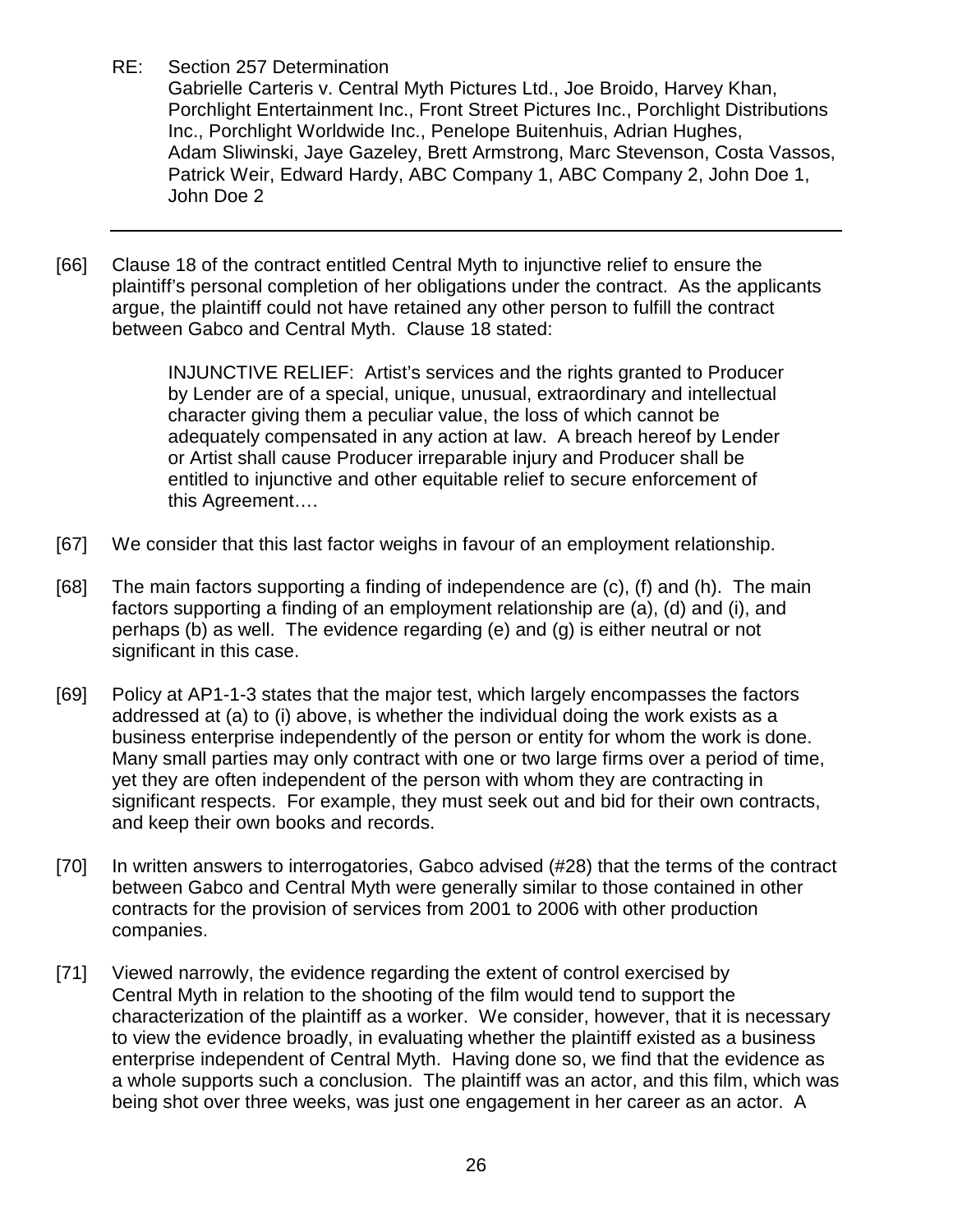RE: Section 257 Determination
Gabrielle Carteris v. Central Myth Pictures Ltd., Joe Broido, Harvey Khan, Porchlight Entertainment Inc., Front Street Pictures Inc., Porchlight Distributions Inc., Porchlight Worldwide Inc., Penelope Buitenhuis, Adrian Hughes, Adam Sliwinski, Jaye Gazeley, Brett Armstrong, Marc Stevenson, Costa Vassos, Patrick Weir, Edward Hardy, ABC Company 1, ABC Company 2, John Doe 1, John Doe 2

---

[66] Clause 18 of the contract entitled Central Myth to injunctive relief to ensure the plaintiff's personal completion of her obligations under the contract. As the applicants argue, the plaintiff could not have retained any other person to fulfill the contract between Gabco and Central Myth. Clause 18 stated:

> INJUNCTIVE RELIEF: Artist's services and the rights granted to Producer by Lender are of a special, unique, unusual, extraordinary and intellectual character giving them a peculiar value, the loss of which cannot be adequately compensated in any action at law. A breach hereof by Lender or Artist shall cause Producer irreparable injury and Producer shall be entitled to injunctive and other equitable relief to secure enforcement of this Agreement….

[67] We consider that this last factor weighs in favour of an employment relationship.

[68] The main factors supporting a finding of independence are (c), (f) and (h). The main factors supporting a finding of an employment relationship are (a), (d) and (i), and perhaps (b) as well. The evidence regarding (e) and (g) is either neutral or not significant in this case.

[69] Policy at AP1-1-3 states that the major test, which largely encompasses the factors addressed at (a) to (i) above, is whether the individual doing the work exists as a business enterprise independently of the person or entity for whom the work is done. Many small parties may only contract with one or two large firms over a period of time, yet they are often independent of the person with whom they are contracting in significant respects. For example, they must seek out and bid for their own contracts, and keep their own books and records.

[70] In written answers to interrogatories, Gabco advised (#28) that the terms of the contract between Gabco and Central Myth were generally similar to those contained in other contracts for the provision of services from 2001 to 2006 with other production companies.

[71] Viewed narrowly, the evidence regarding the extent of control exercised by Central Myth in relation to the shooting of the film would tend to support the characterization of the plaintiff as a worker. We consider, however, that it is necessary to view the evidence broadly, in evaluating whether the plaintiff existed as a business enterprise independent of Central Myth. Having done so, we find that the evidence as a whole supports such a conclusion. The plaintiff was an actor, and this film, which was being shot over three weeks, was just one engagement in her career as an actor. A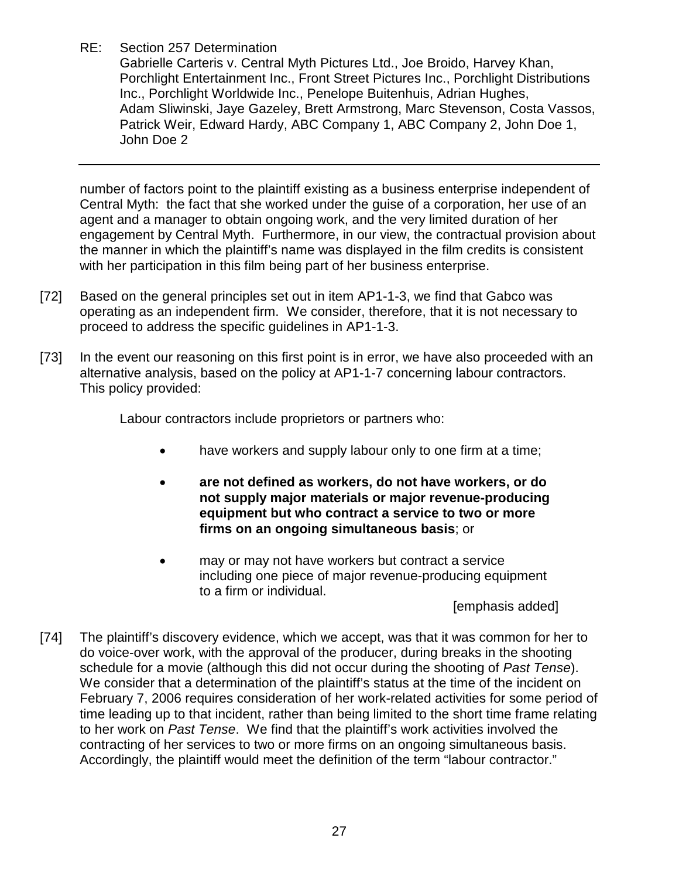number of factors point to the plaintiff existing as a business enterprise independent of Central Myth: the fact that she worked under the guise of a corporation, her use of an agent and a manager to obtain ongoing work, and the very limited duration of her engagement by Central Myth. Furthermore, in our view, the contractual provision about the manner in which the plaintiff's name was displayed in the film credits is consistent with her participation in this film being part of her business enterprise.

[72] Based on the general principles set out in item AP1-1-3, we find that Gabco was operating as an independent firm. We consider, therefore, that it is not necessary to proceed to address the specific guidelines in AP1-1-3.

[73] In the event our reasoning on this first point is in error, we have also proceeded with an alternative analysis, based on the policy at AP1-1-7 concerning labour contractors. This policy provided:

> Labour contractors include proprietors or partners who:
>
> - have workers and supply labour only to one firm at a time;
> - **are not defined as workers, do not have workers, or do not supply major materials or major revenue-producing equipment but who contract a service to two or more firms on an ongoing simultaneous basis**; or
> - may or may not have workers but contract a service including one piece of major revenue-producing equipment to a firm or individual.
>
> [emphasis added]

[74] The plaintiff's discovery evidence, which we accept, was that it was common for her to do voice-over work, with the approval of the producer, during breaks in the shooting schedule for a movie (although this did not occur during the shooting of *Past Tense*). We consider that a determination of the plaintiff's status at the time of the incident on February 7, 2006 requires consideration of her work-related activities for some period of time leading up to that incident, rather than being limited to the short time frame relating to her work on *Past Tense*. We find that the plaintiff's work activities involved the contracting of her services to two or more firms on an ongoing simultaneous basis. Accordingly, the plaintiff would meet the definition of the term "labour contractor."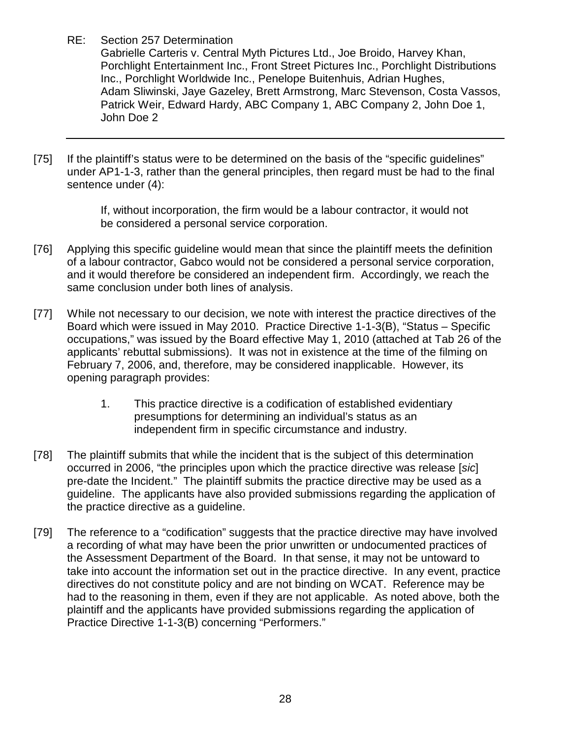RE: Section 257 Determination
Gabrielle Carteris v. Central Myth Pictures Ltd., Joe Broido, Harvey Khan, Porchlight Entertainment Inc., Front Street Pictures Inc., Porchlight Distributions Inc., Porchlight Worldwide Inc., Penelope Buitenhuis, Adrian Hughes, Adam Sliwinski, Jaye Gazeley, Brett Armstrong, Marc Stevenson, Costa Vassos, Patrick Weir, Edward Hardy, ABC Company 1, ABC Company 2, John Doe 1, John Doe 2

---

[75] If the plaintiff's status were to be determined on the basis of the "specific guidelines" under AP1-1-3, rather than the general principles, then regard must be had to the final sentence under (4):

> If, without incorporation, the firm would be a labour contractor, it would not be considered a personal service corporation.

[76] Applying this specific guideline would mean that since the plaintiff meets the definition of a labour contractor, Gabco would not be considered a personal service corporation, and it would therefore be considered an independent firm. Accordingly, we reach the same conclusion under both lines of analysis.

[77] While not necessary to our decision, we note with interest the practice directives of the Board which were issued in May 2010. Practice Directive 1-1-3(B), "Status – Specific occupations," was issued by the Board effective May 1, 2010 (attached at Tab 26 of the applicants' rebuttal submissions). It was not in existence at the time of the filming on February 7, 2006, and, therefore, may be considered inapplicable. However, its opening paragraph provides:

> 1. This practice directive is a codification of established evidentiary presumptions for determining an individual's status as an independent firm in specific circumstance and industry.

[78] The plaintiff submits that while the incident that is the subject of this determination occurred in 2006, "the principles upon which the practice directive was release [*sic*] pre-date the Incident." The plaintiff submits the practice directive may be used as a guideline. The applicants have also provided submissions regarding the application of the practice directive as a guideline.

[79] The reference to a "codification" suggests that the practice directive may have involved a recording of what may have been the prior unwritten or undocumented practices of the Assessment Department of the Board. In that sense, it may not be untoward to take into account the information set out in the practice directive. In any event, practice directives do not constitute policy and are not binding on WCAT. Reference may be had to the reasoning in them, even if they are not applicable. As noted above, both the plaintiff and the applicants have provided submissions regarding the application of Practice Directive 1-1-3(B) concerning "Performers."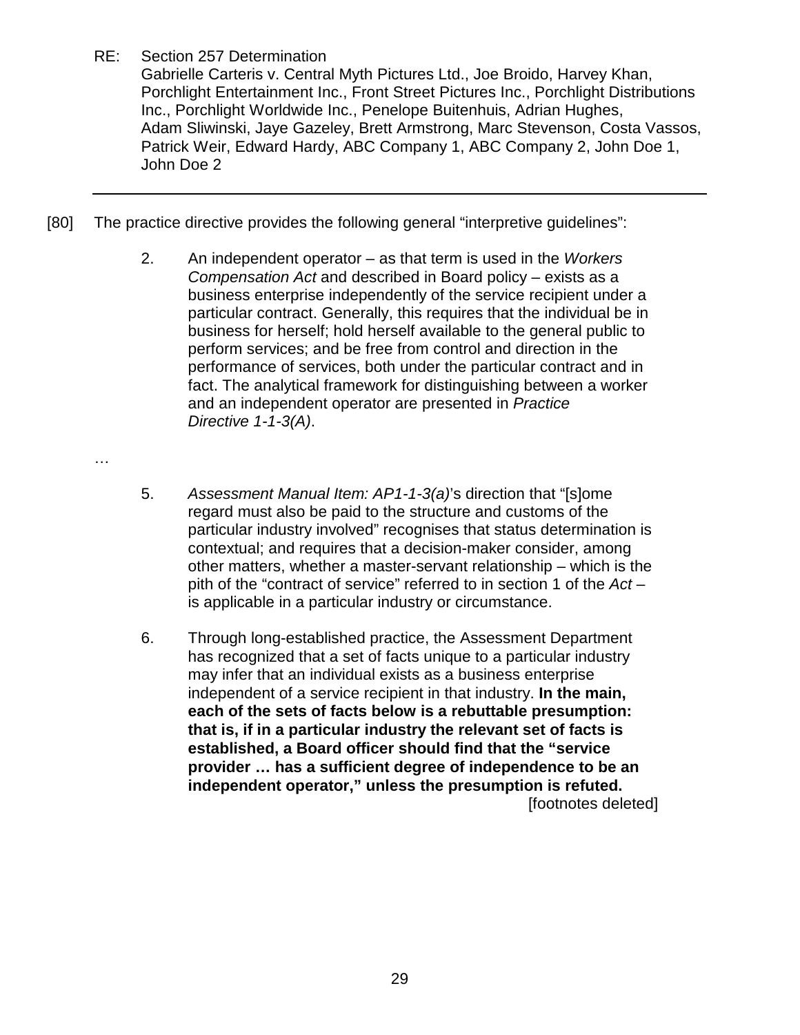RE: Section 257 Determination
Gabrielle Carteris v. Central Myth Pictures Ltd., Joe Broido, Harvey Khan, Porchlight Entertainment Inc., Front Street Pictures Inc., Porchlight Distributions Inc., Porchlight Worldwide Inc., Penelope Buitenhuis, Adrian Hughes, Adam Sliwinski, Jaye Gazeley, Brett Armstrong, Marc Stevenson, Costa Vassos, Patrick Weir, Edward Hardy, ABC Company 1, ABC Company 2, John Doe 1, John Doe 2

---

[80] The practice directive provides the following general "interpretive guidelines":

> 2. An independent operator – as that term is used in the *Workers Compensation Act* and described in Board policy – exists as a business enterprise independently of the service recipient under a particular contract. Generally, this requires that the individual be in business for herself; hold herself available to the general public to perform services; and be free from control and direction in the performance of services, both under the particular contract and in fact. The analytical framework for distinguishing between a worker and an independent operator are presented in *Practice Directive 1-1-3(A)*.
>
> …
>
> 5. *Assessment Manual Item: AP1-1-3(a)*'s direction that "[s]ome regard must also be paid to the structure and customs of the particular industry involved" recognises that status determination is contextual; and requires that a decision-maker consider, among other matters, whether a master-servant relationship – which is the pith of the "contract of service" referred to in section 1 of the *Act* – is applicable in a particular industry or circumstance.
>
> 6. Through long-established practice, the Assessment Department has recognized that a set of facts unique to a particular industry may infer that an individual exists as a business enterprise independent of a service recipient in that industry. **In the main, each of the sets of facts below is a rebuttable presumption: that is, if in a particular industry the relevant set of facts is established, a Board officer should find that the "service provider … has a sufficient degree of independence to be an independent operator," unless the presumption is refuted.**
>
> [footnotes deleted]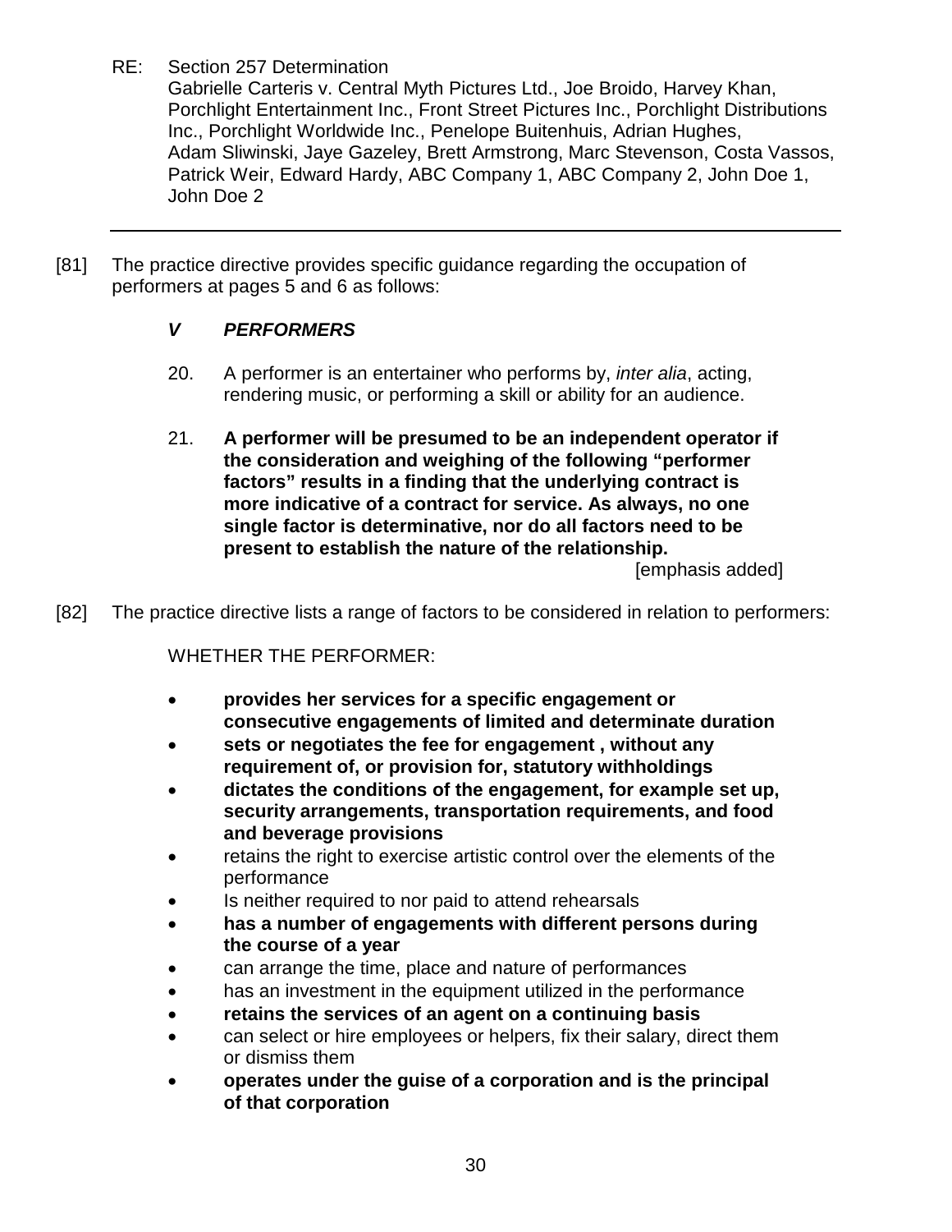RE: Section 257 Determination
Gabrielle Carteris v. Central Myth Pictures Ltd., Joe Broido, Harvey Khan, Porchlight Entertainment Inc., Front Street Pictures Inc., Porchlight Distributions Inc., Porchlight Worldwide Inc., Penelope Buitenhuis, Adrian Hughes, Adam Sliwinski, Jaye Gazeley, Brett Armstrong, Marc Stevenson, Costa Vassos, Patrick Weir, Edward Hardy, ABC Company 1, ABC Company 2, John Doe 1, John Doe 2

---

[81] The practice directive provides specific guidance regarding the occupation of performers at pages 5 and 6 as follows:

> ***V PERFORMERS***
>
> 20. A performer is an entertainer who performs by, *inter alia*, acting, rendering music, or performing a skill or ability for an audience.
>
> 21. **A performer will be presumed to be an independent operator if the consideration and weighing of the following "performer factors" results in a finding that the underlying contract is more indicative of a contract for service. As always, no one single factor is determinative, nor do all factors need to be present to establish the nature of the relationship.**
>
> [emphasis added]

[82] The practice directive lists a range of factors to be considered in relation to performers:

> WHETHER THE PERFORMER:
>
> - **provides her services for a specific engagement or consecutive engagements of limited and determinate duration**
> - **sets or negotiates the fee for engagement , without any requirement of, or provision for, statutory withholdings**
> - **dictates the conditions of the engagement, for example set up, security arrangements, transportation requirements, and food and beverage provisions**
> - retains the right to exercise artistic control over the elements of the performance
> - Is neither required to nor paid to attend rehearsals
> - **has a number of engagements with different persons during the course of a year**
> - can arrange the time, place and nature of performances
> - has an investment in the equipment utilized in the performance
> - **retains the services of an agent on a continuing basis**
> - can select or hire employees or helpers, fix their salary, direct them or dismiss them
> - **operates under the guise of a corporation and is the principal of that corporation**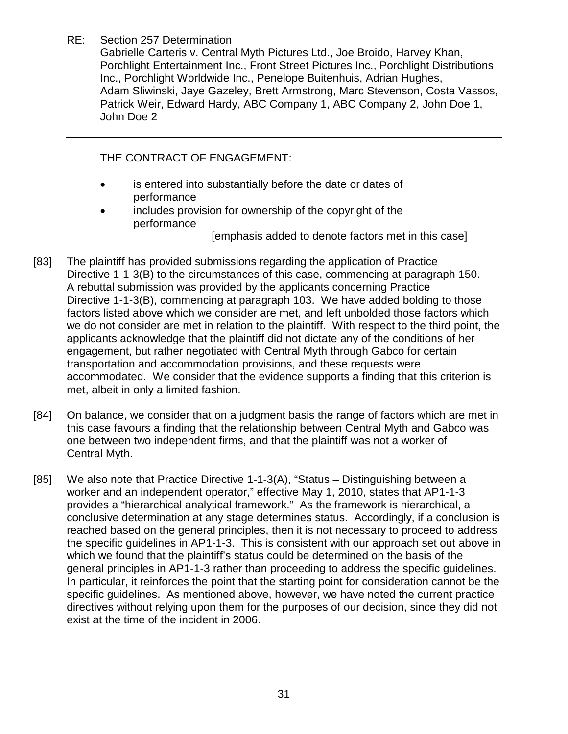THE CONTRACT OF ENGAGEMENT:

- is entered into substantially before the date or dates of performance
- includes provision for ownership of the copyright of the performance

[emphasis added to denote factors met in this case]

[83] The plaintiff has provided submissions regarding the application of Practice Directive 1-1-3(B) to the circumstances of this case, commencing at paragraph 150. A rebuttal submission was provided by the applicants concerning Practice Directive 1-1-3(B), commencing at paragraph 103. We have added bolding to those factors listed above which we consider are met, and left unbolded those factors which we do not consider are met in relation to the plaintiff. With respect to the third point, the applicants acknowledge that the plaintiff did not dictate any of the conditions of her engagement, but rather negotiated with Central Myth through Gabco for certain transportation and accommodation provisions, and these requests were accommodated. We consider that the evidence supports a finding that this criterion is met, albeit in only a limited fashion.

[84] On balance, we consider that on a judgment basis the range of factors which are met in this case favours a finding that the relationship between Central Myth and Gabco was one between two independent firms, and that the plaintiff was not a worker of Central Myth.

[85] We also note that Practice Directive 1-1-3(A), "Status – Distinguishing between a worker and an independent operator," effective May 1, 2010, states that AP1-1-3 provides a "hierarchical analytical framework." As the framework is hierarchical, a conclusive determination at any stage determines status. Accordingly, if a conclusion is reached based on the general principles, then it is not necessary to proceed to address the specific guidelines in AP1-1-3. This is consistent with our approach set out above in which we found that the plaintiff's status could be determined on the basis of the general principles in AP1-1-3 rather than proceeding to address the specific guidelines. In particular, it reinforces the point that the starting point for consideration cannot be the specific guidelines. As mentioned above, however, we have noted the current practice directives without relying upon them for the purposes of our decision, since they did not exist at the time of the incident in 2006.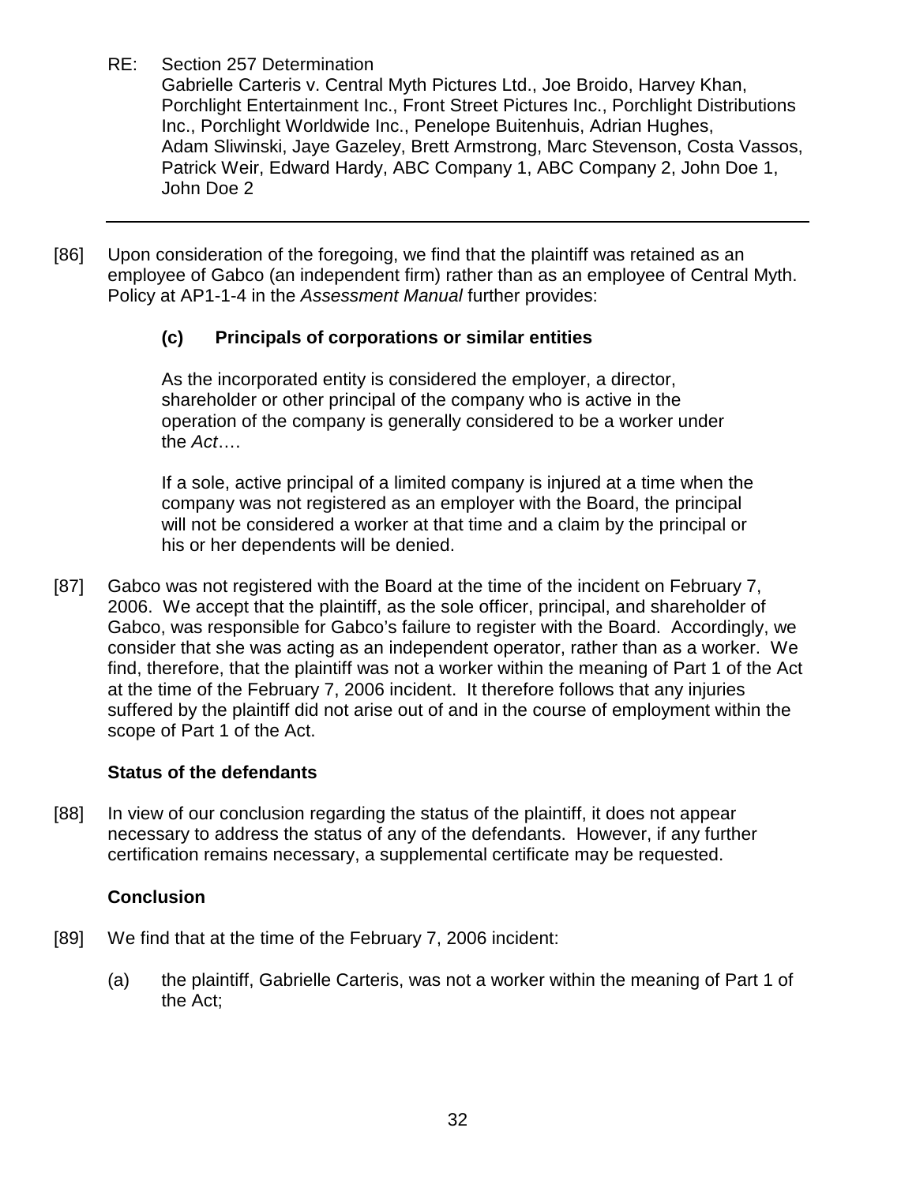[86] Upon consideration of the foregoing, we find that the plaintiff was retained as an employee of Gabco (an independent firm) rather than as an employee of Central Myth. Policy at AP1-1-4 in the *Assessment Manual* further provides:

> **(c) Principals of corporations or similar entities**
>
> As the incorporated entity is considered the employer, a director, shareholder or other principal of the company who is active in the operation of the company is generally considered to be a worker under the *Act*….
>
> If a sole, active principal of a limited company is injured at a time when the company was not registered as an employer with the Board, the principal will not be considered a worker at that time and a claim by the principal or his or her dependents will be denied.

[87] Gabco was not registered with the Board at the time of the incident on February 7, 2006. We accept that the plaintiff, as the sole officer, principal, and shareholder of Gabco, was responsible for Gabco's failure to register with the Board. Accordingly, we consider that she was acting as an independent operator, rather than as a worker. We find, therefore, that the plaintiff was not a worker within the meaning of Part 1 of the Act at the time of the February 7, 2006 incident. It therefore follows that any injuries suffered by the plaintiff did not arise out of and in the course of employment within the scope of Part 1 of the Act.

### Status of the defendants

[88] In view of our conclusion regarding the status of the plaintiff, it does not appear necessary to address the status of any of the defendants. However, if any further certification remains necessary, a supplemental certificate may be requested.

### Conclusion

[89] We find that at the time of the February 7, 2006 incident:

(a) the plaintiff, Gabrielle Carteris, was not a worker within the meaning of Part 1 of the Act;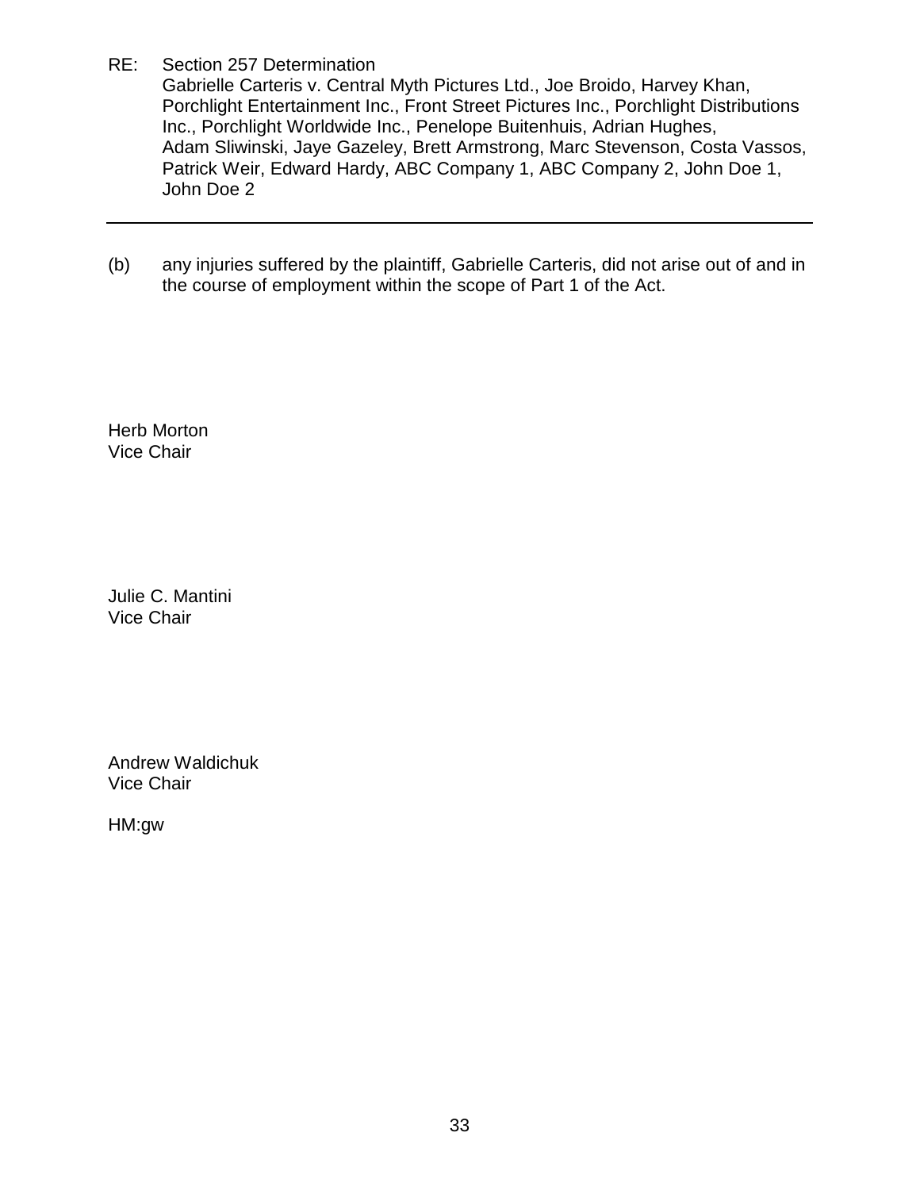RE: Section 257 Determination
Gabrielle Carteris v. Central Myth Pictures Ltd., Joe Broido, Harvey Khan, Porchlight Entertainment Inc., Front Street Pictures Inc., Porchlight Distributions Inc., Porchlight Worldwide Inc., Penelope Buitenhuis, Adrian Hughes, Adam Sliwinski, Jaye Gazeley, Brett Armstrong, Marc Stevenson, Costa Vassos, Patrick Weir, Edward Hardy, ABC Company 1, ABC Company 2, John Doe 1, John Doe 2

---

(b) any injuries suffered by the plaintiff, Gabrielle Carteris, did not arise out of and in the course of employment within the scope of Part 1 of the Act.

Herb Morton
Vice Chair

Julie C. Mantini
Vice Chair

Andrew Waldichuk
Vice Chair

HM:gw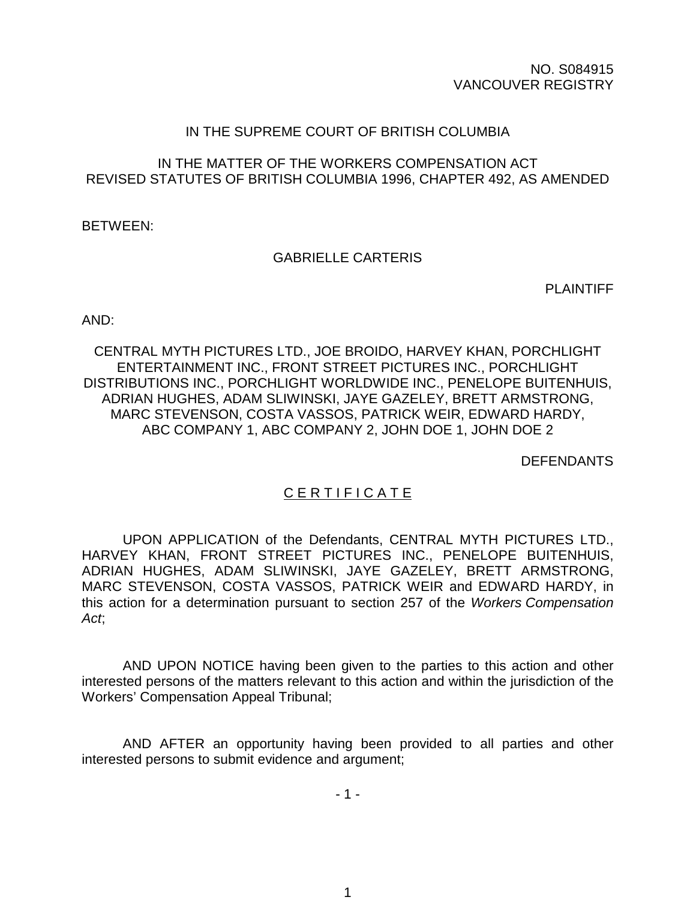NO. S084915
VANCOUVER REGISTRY

IN THE SUPREME COURT OF BRITISH COLUMBIA

IN THE MATTER OF THE WORKERS COMPENSATION ACT
REVISED STATUTES OF BRITISH COLUMBIA 1996, CHAPTER 492, AS AMENDED

BETWEEN:

GABRIELLE CARTERIS

PLAINTIFF

AND:

CENTRAL MYTH PICTURES LTD., JOE BROIDO, HARVEY KHAN, PORCHLIGHT ENTERTAINMENT INC., FRONT STREET PICTURES INC., PORCHLIGHT DISTRIBUTIONS INC., PORCHLIGHT WORLDWIDE INC., PENELOPE BUITENHUIS, ADRIAN HUGHES, ADAM SLIWINSKI, JAYE GAZELEY, BRETT ARMSTRONG, MARC STEVENSON, COSTA VASSOS, PATRICK WEIR, EDWARD HARDY, ABC COMPANY 1, ABC COMPANY 2, JOHN DOE 1, JOHN DOE 2

DEFENDANTS

## C E R T I F I C A T E

UPON APPLICATION of the Defendants, CENTRAL MYTH PICTURES LTD., HARVEY KHAN, FRONT STREET PICTURES INC., PENELOPE BUITENHUIS, ADRIAN HUGHES, ADAM SLIWINSKI, JAYE GAZELEY, BRETT ARMSTRONG, MARC STEVENSON, COSTA VASSOS, PATRICK WEIR and EDWARD HARDY, in this action for a determination pursuant to section 257 of the *Workers Compensation Act*;

AND UPON NOTICE having been given to the parties to this action and other interested persons of the matters relevant to this action and within the jurisdiction of the Workers' Compensation Appeal Tribunal;

AND AFTER an opportunity having been provided to all parties and other interested persons to submit evidence and argument;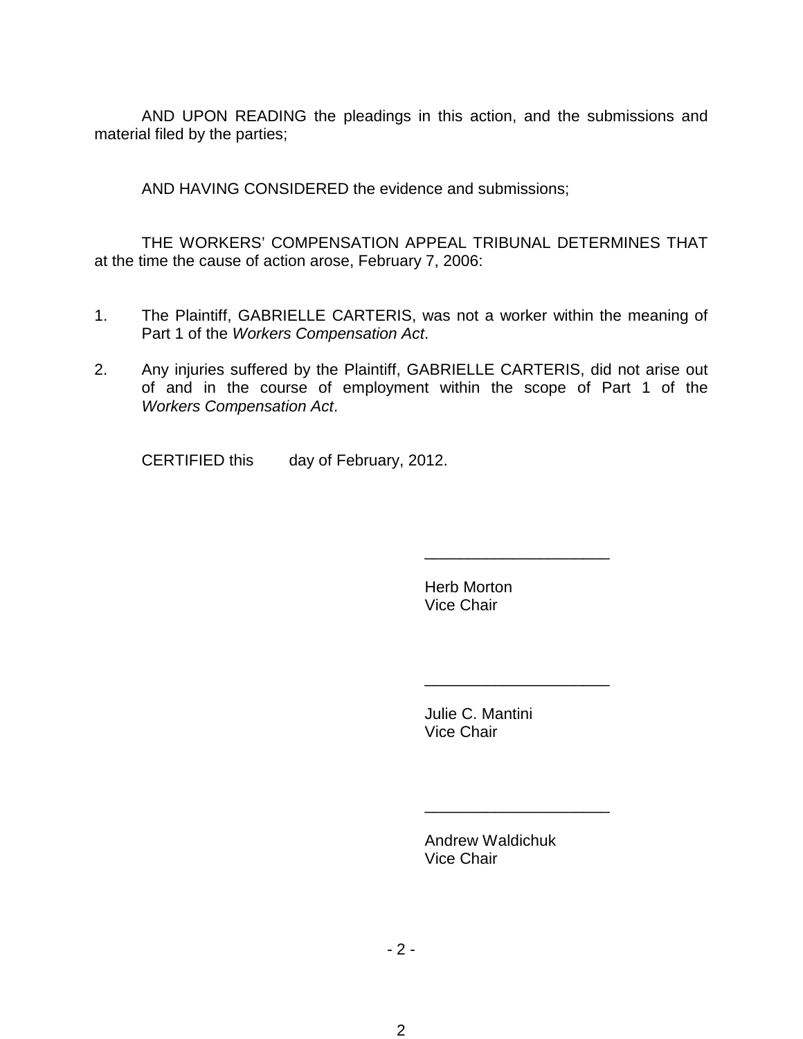AND UPON READING the pleadings in this action, and the submissions and material filed by the parties;

AND HAVING CONSIDERED the evidence and submissions;

THE WORKERS' COMPENSATION APPEAL TRIBUNAL DETERMINES THAT at the time the cause of action arose, February 7, 2006:

1. The Plaintiff, GABRIELLE CARTERIS, was not a worker within the meaning of Part 1 of the *Workers Compensation Act*.

2. Any injuries suffered by the Plaintiff, GABRIELLE CARTERIS, did not arise out of and in the course of employment within the scope of Part 1 of the *Workers Compensation Act*.

CERTIFIED this      day of February, 2012.

_____________________

Herb Morton
Vice Chair

_____________________

Julie C. Mantini
Vice Chair

_____________________

Andrew Waldichuk
Vice Chair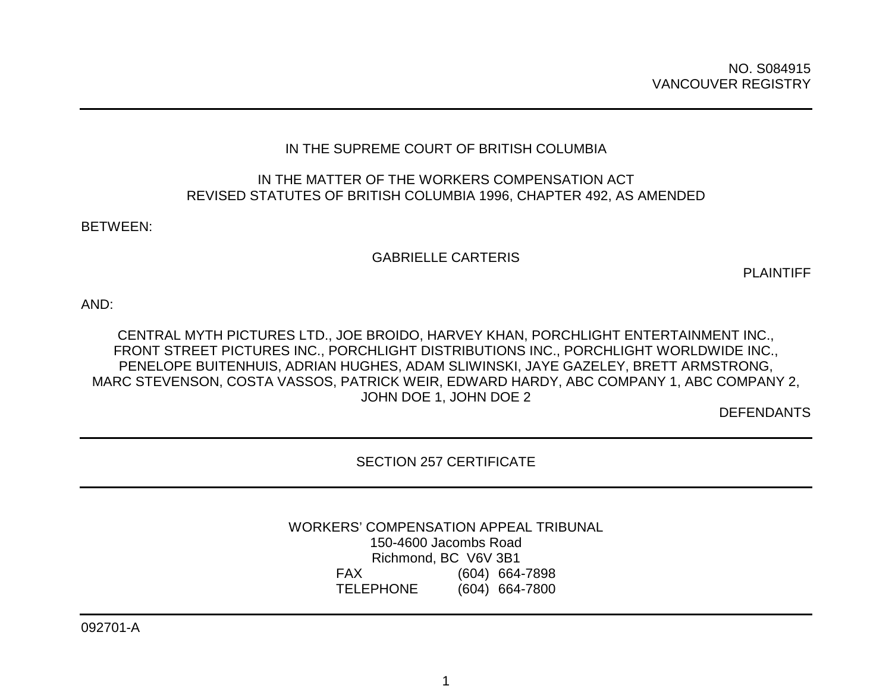NO. S084915
VANCOUVER REGISTRY

---

IN THE SUPREME COURT OF BRITISH COLUMBIA

IN THE MATTER OF THE WORKERS COMPENSATION ACT
REVISED STATUTES OF BRITISH COLUMBIA 1996, CHAPTER 492, AS AMENDED

BETWEEN:

GABRIELLE CARTERIS

PLAINTIFF

AND:

CENTRAL MYTH PICTURES LTD., JOE BROIDO, HARVEY KHAN, PORCHLIGHT ENTERTAINMENT INC., FRONT STREET PICTURES INC., PORCHLIGHT DISTRIBUTIONS INC., PORCHLIGHT WORLDWIDE INC., PENELOPE BUITENHUIS, ADRIAN HUGHES, ADAM SLIWINSKI, JAYE GAZELEY, BRETT ARMSTRONG, MARC STEVENSON, COSTA VASSOS, PATRICK WEIR, EDWARD HARDY, ABC COMPANY 1, ABC COMPANY 2, JOHN DOE 1, JOHN DOE 2

DEFENDANTS

---

SECTION 257 CERTIFICATE

---

WORKERS' COMPENSATION APPEAL TRIBUNAL
150-4600 Jacombs Road
Richmond, BC V6V 3B1
FAX (604) 664-7898
TELEPHONE (604) 664-7800

---

092701-A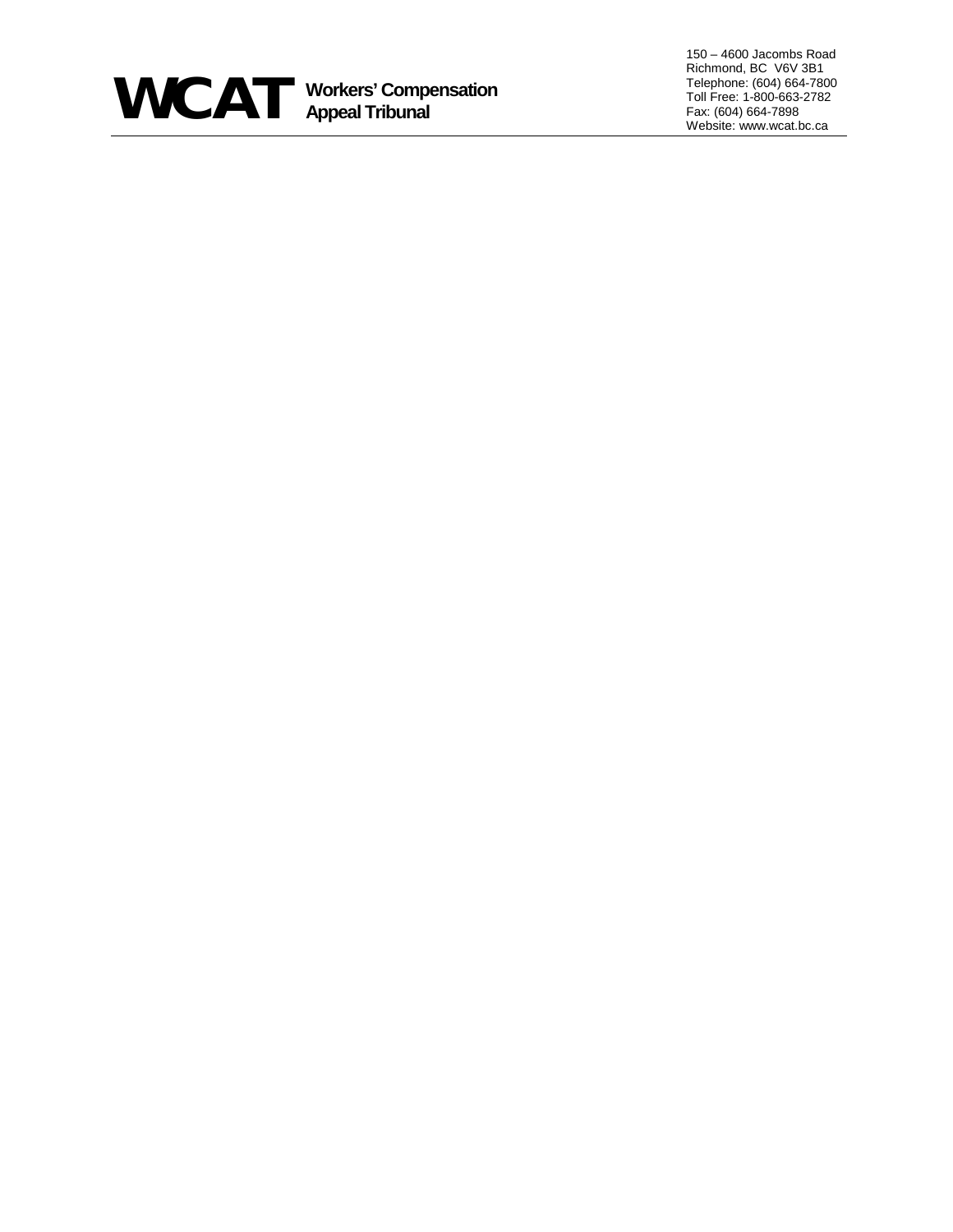**WCAT** **Workers' Compensation Appeal Tribunal**

150 – 4600 Jacombs Road
Richmond, BC V6V 3B1
Telephone: (604) 664-7800
Toll Free: 1-800-663-2782
Fax: (604) 664-7898
Website: www.wcat.bc.ca